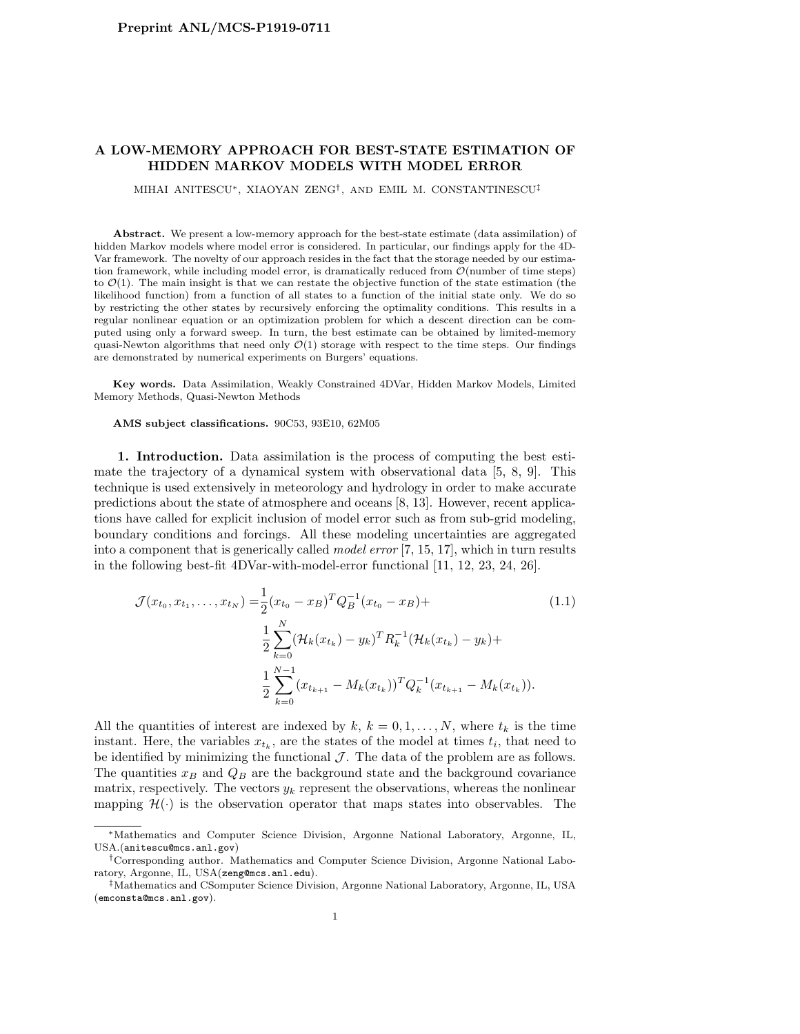Preprint ANL/MCS-P1919-0711

# A LOW-MEMORY APPROACH FOR BEST-STATE ESTIMATION OF HIDDEN MARKOV MODELS WITH MODEL ERROR

MIHAI ANITESCU*, XIAOYAN ZENG†, AND EMIL M. CONSTANTINESCU‡

**Abstract.** We present a low-memory approach for the best-state estimate (data assimilation) of hidden Markov models where model error is considered. In particular, our findings apply for the 4D-Var framework. The novelty of our approach resides in the fact that the storage needed by our estimation framework, while including model error, is dramatically reduced from $\mathcal{O}$(number of time steps) to $\mathcal{O}(1)$. The main insight is that we can restate the objective function of the state estimation (the likelihood function) from a function of all states to a function of the initial state only. We do so by restricting the other states by recursively enforcing the optimality conditions. This results in a regular nonlinear equation or an optimization problem for which a descent direction can be computed using only a forward sweep. In turn, the best estimate can be obtained by limited-memory quasi-Newton algorithms that need only $\mathcal{O}(1)$ storage with respect to the time steps. Our findings are demonstrated by numerical experiments on Burgers' equations.

**Key words.** Data Assimilation, Weakly Constrained 4DVar, Hidden Markov Models, Limited Memory Methods, Quasi-Newton Methods

**AMS subject classifications.** 90C53, 93E10, 62M05

## 1. Introduction.

Data assimilation is the process of computing the best estimate the trajectory of a dynamical system with observational data [5, 8, 9]. This technique is used extensively in meteorology and hydrology in order to make accurate predictions about the state of atmosphere and oceans [8, 13]. However, recent applications have called for explicit inclusion of model error such as from sub-grid modeling, boundary conditions and forcings. All these modeling uncertainties are aggregated into a component that is generically called *model error* [7, 15, 17], which in turn results in the following best-fit 4DVar-with-model-error functional [11, 12, 23, 24, 26].

$$
\begin{aligned}
\mathcal{J}(x_{t_0}, x_{t_1}, \ldots, x_{t_N}) = & \frac{1}{2}(x_{t_0} - x_B)^T Q_B^{-1}(x_{t_0} - x_B) + \\
& \frac{1}{2}\sum_{k=0}^{N}(\mathcal{H}_k(x_{t_k}) - y_k)^T R_k^{-1}(\mathcal{H}_k(x_{t_k}) - y_k) + \\
& \frac{1}{2}\sum_{k=0}^{N-1}(x_{t_{k+1}} - M_k(x_{t_k}))^T Q_k^{-1}(x_{t_{k+1}} - M_k(x_{t_k})).
\end{aligned}
\tag{1.1}
$$

All the quantities of interest are indexed by $k$, $k = 0, 1, \ldots, N$, where $t_k$ is the time instant. Here, the variables $x_{t_k}$, are the states of the model at times $t_i$, that need to be identified by minimizing the functional $\mathcal{J}$. The data of the problem are as follows. The quantities $x_B$ and $Q_B$ are the background state and the background covariance matrix, respectively. The vectors $y_k$ represent the observations, whereas the nonlinear mapping $\mathcal{H}(\cdot)$ is the observation operator that maps states into observables. The

---

*Mathematics and Computer Science Division, Argonne National Laboratory, Argonne, IL, USA.(anitescu@mcs.anl.gov)

†Corresponding author. Mathematics and Computer Science Division, Argonne National Laboratory, Argonne, IL, USA(zeng@mcs.anl.edu).

‡Mathematics and CSomputer Science Division, Argonne National Laboratory, Argonne, IL, USA (emconsta@mcs.anl.gov).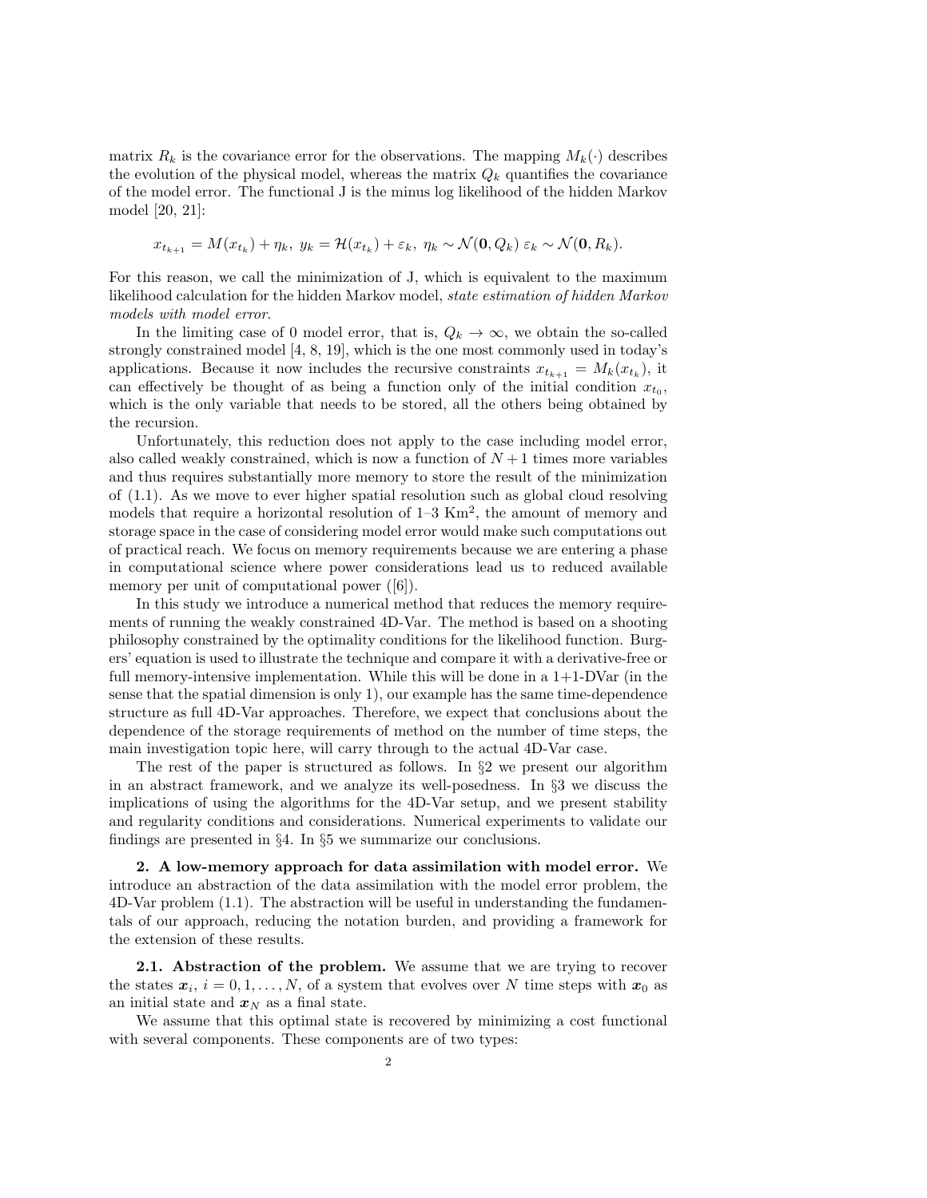matrix $R_k$ is the covariance error for the observations. The mapping $M_k(\cdot)$ describes the evolution of the physical model, whereas the matrix $Q_k$ quantifies the covariance of the model error. The functional J is the minus log likelihood of the hidden Markov model [20, 21]:

$$x_{t_{k+1}} = M(x_{t_k}) + \eta_k,\ y_k = \mathcal{H}(x_{t_k}) + \varepsilon_k,\ \eta_k \sim \mathcal{N}(\mathbf{0}, Q_k)\ \varepsilon_k \sim \mathcal{N}(\mathbf{0}, R_k).$$

For this reason, we call the minimization of J, which is equivalent to the maximum likelihood calculation for the hidden Markov model, *state estimation of hidden Markov models with model error*.

In the limiting case of 0 model error, that is, $Q_k \to \infty$, we obtain the so-called strongly constrained model [4, 8, 19], which is the one most commonly used in today's applications. Because it now includes the recursive constraints $x_{t_{k+1}} = M_k(x_{t_k})$, it can effectively be thought of as being a function only of the initial condition $x_{t_0}$, which is the only variable that needs to be stored, all the others being obtained by the recursion.

Unfortunately, this reduction does not apply to the case including model error, also called weakly constrained, which is now a function of $N+1$ times more variables and thus requires substantially more memory to store the result of the minimization of (1.1). As we move to ever higher spatial resolution such as global cloud resolving models that require a horizontal resolution of 1–3 Km$^2$, the amount of memory and storage space in the case of considering model error would make such computations out of practical reach. We focus on memory requirements because we are entering a phase in computational science where power considerations lead us to reduced available memory per unit of computational power ([6]).

In this study we introduce a numerical method that reduces the memory requirements of running the weakly constrained 4D-Var. The method is based on a shooting philosophy constrained by the optimality conditions for the likelihood function. Burgers' equation is used to illustrate the technique and compare it with a derivative-free or full memory-intensive implementation. While this will be done in a 1+1-DVar (in the sense that the spatial dimension is only 1), our example has the same time-dependence structure as full 4D-Var approaches. Therefore, we expect that conclusions about the dependence of the storage requirements of method on the number of time steps, the main investigation topic here, will carry through to the actual 4D-Var case.

The rest of the paper is structured as follows. In §2 we present our algorithm in an abstract framework, and we analyze its well-posedness. In §3 we discuss the implications of using the algorithms for the 4D-Var setup, and we present stability and regularity conditions and considerations. Numerical experiments to validate our findings are presented in §4. In §5 we summarize our conclusions.

## 2. A low-memory approach for data assimilation with model error.

We introduce an abstraction of the data assimilation with the model error problem, the 4D-Var problem (1.1). The abstraction will be useful in understanding the fundamentals of our approach, reducing the notation burden, and providing a framework for the extension of these results.

### 2.1. Abstraction of the problem.

We assume that we are trying to recover the states $\boldsymbol{x}_i$, $i = 0, 1, \ldots, N$, of a system that evolves over $N$ time steps with $\boldsymbol{x}_0$ as an initial state and $\boldsymbol{x}_N$ as a final state.

We assume that this optimal state is recovered by minimizing a cost functional with several components. These components are of two types: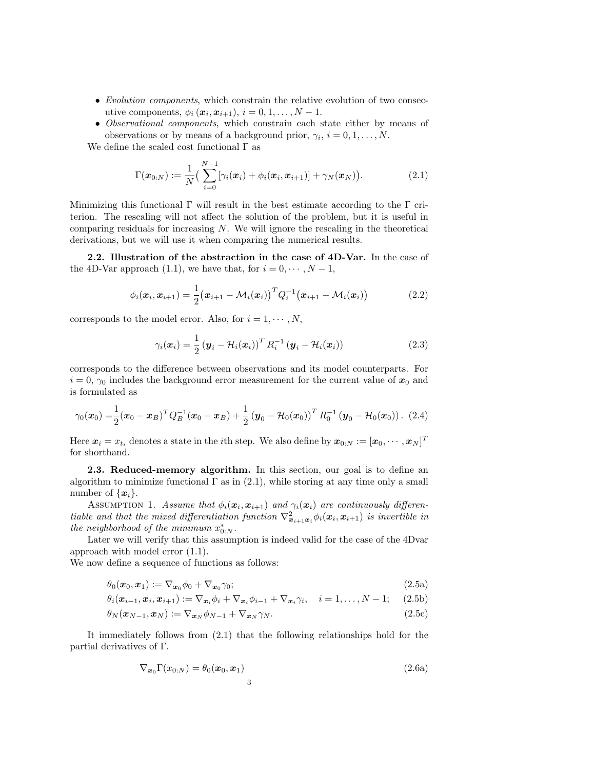- *Evolution components*, which constrain the relative evolution of two consecutive components, $\phi_i(\boldsymbol{x}_i, \boldsymbol{x}_{i+1})$, $i = 0, 1, \ldots, N-1$.
- *Observational components*, which constrain each state either by means of observations or by means of a background prior, $\gamma_i$, $i = 0, 1, \ldots, N$.

We define the scaled cost functional $\Gamma$ as

$$\Gamma(\boldsymbol{x}_{0:N}) := \frac{1}{N}\Big( \sum_{i=0}^{N-1} [\gamma_i(\boldsymbol{x}_i) + \phi_i(\boldsymbol{x}_i, \boldsymbol{x}_{i+1})] + \gamma_N(\boldsymbol{x}_N)\Big). \tag{2.1}$$

Minimizing this functional $\Gamma$ will result in the best estimate according to the $\Gamma$ criterion. The rescaling will not affect the solution of the problem, but it is useful in comparing residuals for increasing $N$. We will ignore the rescaling in the theoretical derivations, but we will use it when comparing the numerical results.

**2.2. Illustration of the abstraction in the case of 4D-Var.** In the case of the 4D-Var approach (1.1), we have that, for $i = 0, \cdots, N-1$,

$$\phi_i(\boldsymbol{x}_i, \boldsymbol{x}_{i+1}) = \frac{1}{2}\big(\boldsymbol{x}_{i+1} - \mathcal{M}_i(\boldsymbol{x}_i)\big)^T Q_i^{-1}\big(\boldsymbol{x}_{i+1} - \mathcal{M}_i(\boldsymbol{x}_i)\big) \tag{2.2}$$

corresponds to the model error. Also, for $i = 1, \cdots, N$,

$$\gamma_i(\boldsymbol{x}_i) = \frac{1}{2}\left(\boldsymbol{y}_i - \mathcal{H}_i(\boldsymbol{x}_i)\right)^T R_i^{-1}\left(\boldsymbol{y}_i - \mathcal{H}_i(\boldsymbol{x}_i)\right) \tag{2.3}$$

corresponds to the difference between observations and its model counterparts. For $i = 0$, $\gamma_0$ includes the background error measurement for the current value of $\boldsymbol{x}_0$ and is formulated as

$$\gamma_0(\boldsymbol{x}_0) = \frac{1}{2}(\boldsymbol{x}_0 - \boldsymbol{x}_B)^T Q_B^{-1}(\boldsymbol{x}_0 - \boldsymbol{x}_B) + \frac{1}{2}\left(\boldsymbol{y}_0 - \mathcal{H}_0(\boldsymbol{x}_0)\right)^T R_0^{-1}\left(\boldsymbol{y}_0 - \mathcal{H}_0(\boldsymbol{x}_0)\right). \tag{2.4}$$

Here $\boldsymbol{x}_i = x_{t_i}$ denotes a state in the $i$th step. We also define by $\boldsymbol{x}_{0:N} := [\boldsymbol{x}_0, \cdots, \boldsymbol{x}_N]^T$ for shorthand.

**2.3. Reduced-memory algorithm.** In this section, our goal is to define an algorithm to minimize functional $\Gamma$ as in (2.1), while storing at any time only a small number of $\{\boldsymbol{x}_i\}$.

Assumption 1. *Assume that $\phi_i(\boldsymbol{x}_i, \boldsymbol{x}_{i+1})$ and $\gamma_i(\boldsymbol{x}_i)$ are continuously differentiable and that the mixed differentiation function $\nabla^2_{\boldsymbol{x}_{i+1}\boldsymbol{x}_i}\phi_i(\boldsymbol{x}_i, \boldsymbol{x}_{i+1})$ is invertible in the neighborhood of the minimum $x^*_{0:N}$.*

Later we will verify that this assumption is indeed valid for the case of the 4Dvar approach with model error (1.1).

We now define a sequence of functions as follows:

$$\theta_0(\boldsymbol{x}_0, \boldsymbol{x}_1) := \nabla_{\boldsymbol{x}_0}\phi_0 + \nabla_{\boldsymbol{x}_0}\gamma_0; \tag{2.5a}$$

$$\theta_i(\boldsymbol{x}_{i-1}, \boldsymbol{x}_i, \boldsymbol{x}_{i+1}) := \nabla_{\boldsymbol{x}_i}\phi_i + \nabla_{\boldsymbol{x}_i}\phi_{i-1} + \nabla_{\boldsymbol{x}_i}\gamma_i, \quad i = 1, \ldots, N-1; \tag{2.5b}$$

$$\theta_N(\boldsymbol{x}_{N-1}, \boldsymbol{x}_N) := \nabla_{\boldsymbol{x}_N}\phi_{N-1} + \nabla_{\boldsymbol{x}_N}\gamma_N. \tag{2.5c}$$

It immediately follows from (2.1) that the following relationships hold for the partial derivatives of $\Gamma$.

$$\nabla_{\boldsymbol{x}_0}\Gamma(x_{0:N}) = \theta_0(\boldsymbol{x}_0, \boldsymbol{x}_1) \tag{2.6a}$$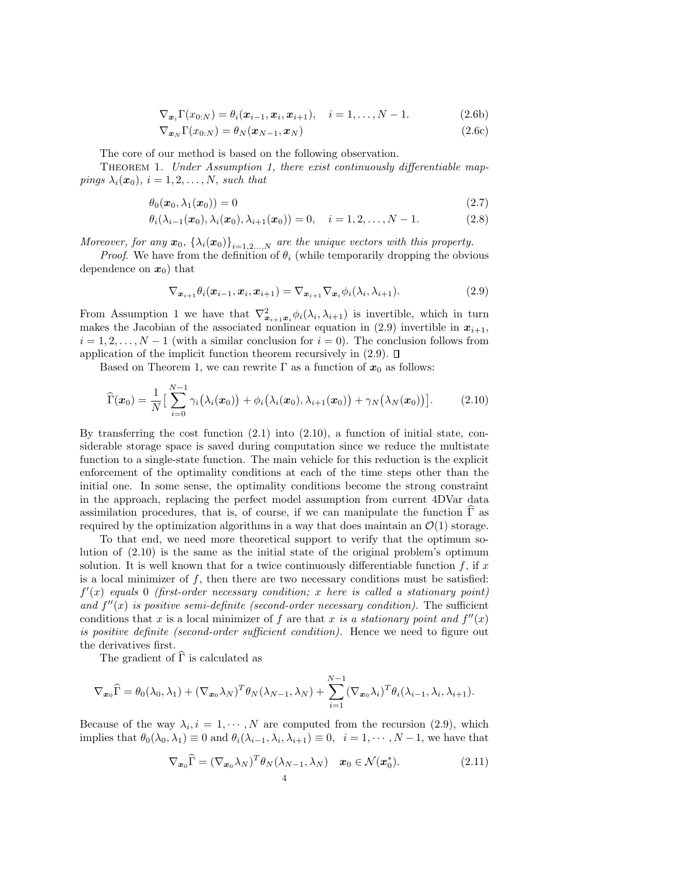$$
\nabla_{\boldsymbol{x}_i}\Gamma(x_{0:N}) = \theta_i(\boldsymbol{x}_{i-1}, \boldsymbol{x}_i, \boldsymbol{x}_{i+1}), \quad i = 1, \ldots, N-1. \tag{2.6b}
$$

$$
\nabla_{\boldsymbol{x}_N}\Gamma(x_{0:N}) = \theta_N(\boldsymbol{x}_{N-1}, \boldsymbol{x}_N) \tag{2.6c}
$$

The core of our method is based on the following observation.

THEOREM 1. *Under Assumption 1, there exist continuously differentiable mappings $\lambda_i(\boldsymbol{x}_0)$, $i = 1, 2, \ldots, N$, such that*

$$
\theta_0(\boldsymbol{x}_0, \lambda_1(\boldsymbol{x}_0)) = 0 \tag{2.7}
$$

$$
\theta_i(\lambda_{i-1}(\boldsymbol{x}_0), \lambda_i(\boldsymbol{x}_0), \lambda_{i+1}(\boldsymbol{x}_0)) = 0, \quad i = 1, 2, \ldots, N-1. \tag{2.8}
$$

*Moreover, for any $\boldsymbol{x}_0$, $\{\lambda_i(\boldsymbol{x}_0)\}_{i=1,2\ldots,N}$ are the unique vectors with this property.*

*Proof.* We have from the definition of $\theta_i$ (while temporarily dropping the obvious dependence on $\boldsymbol{x}_0$) that

$$
\nabla_{\boldsymbol{x}_{i+1}}\theta_i(\boldsymbol{x}_{i-1}, \boldsymbol{x}_i, \boldsymbol{x}_{i+1}) = \nabla_{\boldsymbol{x}_{i+1}}\nabla_{\boldsymbol{x}_i}\phi_i(\lambda_i, \lambda_{i+1}). \tag{2.9}
$$

From Assumption 1 we have that $\nabla^2_{\boldsymbol{x}_{i+1}\boldsymbol{x}_i}\phi_i(\lambda_i, \lambda_{i+1})$ is invertible, which in turn makes the Jacobian of the associated nonlinear equation in (2.9) invertible in $\boldsymbol{x}_{i+1}$, $i = 1, 2, \ldots, N-1$ (with a similar conclusion for $i = 0$). The conclusion follows from application of the implicit function theorem recursively in (2.9). □

Based on Theorem 1, we can rewrite $\Gamma$ as a function of $\boldsymbol{x}_0$ as follows:

$$
\widehat{\Gamma}(\boldsymbol{x}_0) = \frac{1}{N}\Big[\sum_{i=0}^{N-1}\gamma_i\big(\lambda_i(\boldsymbol{x}_0)\big) + \phi_i\big(\lambda_i(\boldsymbol{x}_0), \lambda_{i+1}(\boldsymbol{x}_0)\big) + \gamma_N\big(\lambda_N(\boldsymbol{x}_0)\big)\Big]. \tag{2.10}
$$

By transferring the cost function (2.1) into (2.10), a function of initial state, considerable storage space is saved during computation since we reduce the multistate function to a single-state function. The main vehicle for this reduction is the explicit enforcement of the optimality conditions at each of the time steps other than the initial one. In some sense, the optimality conditions become the strong constraint in the approach, replacing the perfect model assumption from current 4DVar data assimilation procedures, that is, of course, if we can manipulate the function $\widehat{\Gamma}$ as required by the optimization algorithms in a way that does maintain an $\mathcal{O}(1)$ storage.

To that end, we need more theoretical support to verify that the optimum solution of (2.10) is the same as the initial state of the original problem's optimum solution. It is well known that for a twice continuously differentiable function $f$, if $x$ is a local minimizer of $f$, then there are two necessary conditions must be satisfied: $f'(x)$ *equals* 0 *(first-order necessary condition; $x$ here is called a stationary point) and $f''(x)$ is positive semi-definite (second-order necessary condition).* The sufficient conditions that $x$ is a local minimizer of $f$ are that $x$ *is a stationary point and $f''(x)$ is positive definite (second-order sufficient condition).* Hence we need to figure out the derivatives first.

The gradient of $\widehat{\Gamma}$ is calculated as

$$
\nabla_{\boldsymbol{x}_0}\widehat{\Gamma} = \theta_0(\lambda_0, \lambda_1) + (\nabla_{\boldsymbol{x}_0}\lambda_N)^T\theta_N(\lambda_{N-1}, \lambda_N) + \sum_{i=1}^{N-1}(\nabla_{\boldsymbol{x}_0}\lambda_i)^T\theta_i(\lambda_{i-1}, \lambda_i, \lambda_{i+1}).
$$

Because of the way $\lambda_i, i = 1, \cdots, N$ are computed from the recursion (2.9), which implies that $\theta_0(\lambda_0, \lambda_1) \equiv 0$ and $\theta_i(\lambda_{i-1}, \lambda_i, \lambda_{i+1}) \equiv 0, \ \ i = 1, \cdots, N-1$, we have that

$$
\nabla_{\boldsymbol{x}_0}\widehat{\Gamma} = (\nabla_{\boldsymbol{x}_0}\lambda_N)^T\theta_N(\lambda_{N-1}, \lambda_N) \quad \boldsymbol{x}_0 \in \mathcal{N}(\boldsymbol{x}_0^*). \tag{2.11}
$$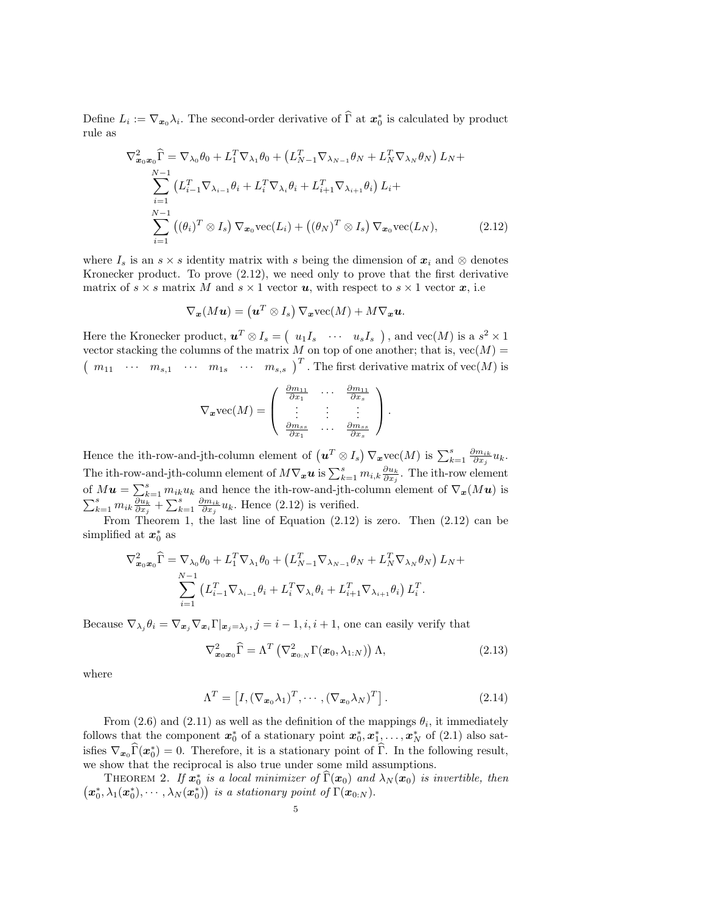Define $L_i := \nabla_{\boldsymbol{x}_0} \lambda_i$. The second-order derivative of $\widehat{\Gamma}$ at $\boldsymbol{x}_0^*$ is calculated by product rule as

$$
\begin{aligned}
\nabla^2_{\boldsymbol{x}_0 \boldsymbol{x}_0} \widehat{\Gamma} = & \nabla_{\lambda_0} \theta_0 + L_1^T \nabla_{\lambda_1} \theta_0 + \left( L_{N-1}^T \nabla_{\lambda_{N-1}} \theta_N + L_N^T \nabla_{\lambda_N} \theta_N \right) L_N + \\
& \sum_{i=1}^{N-1} \left( L_{i-1}^T \nabla_{\lambda_{i-1}} \theta_i + L_i^T \nabla_{\lambda_i} \theta_i + L_{i+1}^T \nabla_{\lambda_{i+1}} \theta_i \right) L_i + \\
& \sum_{i=1}^{N-1} \left( (\theta_i)^T \otimes I_s \right) \nabla_{\boldsymbol{x}_0} \mathrm{vec}(L_i) + \left( (\theta_N)^T \otimes I_s \right) \nabla_{\boldsymbol{x}_0} \mathrm{vec}(L_N),
\end{aligned}
\tag{2.12}
$$

where $I_s$ is an $s \times s$ identity matrix with $s$ being the dimension of $\boldsymbol{x}_i$ and $\otimes$ denotes Kronecker product. To prove (2.12), we need only to prove that the first derivative matrix of $s \times s$ matrix $M$ and $s \times 1$ vector $\boldsymbol{u}$, with respect to $s \times 1$ vector $\boldsymbol{x}$, i.e

$$
\nabla_{\boldsymbol{x}} (M \boldsymbol{u}) = \left( \boldsymbol{u}^T \otimes I_s \right) \nabla_{\boldsymbol{x}} \mathrm{vec}(M) + M \nabla_{\boldsymbol{x}} \boldsymbol{u}.
$$

Here the Kronecker product, $\boldsymbol{u}^T \otimes I_s = \begin{pmatrix} u_1 I_s & \cdots & u_s I_s \end{pmatrix}$, and $\mathrm{vec}(M)$ is a $s^2 \times 1$ vector stacking the columns of the matrix $M$ on top of one another; that is, $\mathrm{vec}(M) = \begin{pmatrix} m_{11} & \cdots & m_{s,1} & \cdots & m_{1s} & \cdots & m_{s,s} \end{pmatrix}^T$. The first derivative matrix of $\mathrm{vec}(M)$ is

$$
\nabla_{\boldsymbol{x}} \mathrm{vec}(M) = \begin{pmatrix} \frac{\partial m_{11}}{\partial x_1} & \cdots & \frac{\partial m_{11}}{\partial x_s} \\ \vdots & \vdots & \vdots \\ \frac{\partial m_{ss}}{\partial x_1} & \cdots & \frac{\partial m_{ss}}{\partial x_s} \end{pmatrix}.
$$

Hence the ith-row-and-jth-column element of $\left( \boldsymbol{u}^T \otimes I_s \right) \nabla_{\boldsymbol{x}} \mathrm{vec}(M)$ is $\sum_{k=1}^s \frac{\partial m_{ik}}{\partial x_j} u_k$. The ith-row-and-jth-column element of $M \nabla_{\boldsymbol{x}} \boldsymbol{u}$ is $\sum_{k=1}^s m_{i,k} \frac{\partial u_k}{\partial x_j}$. The ith-row element of $M\boldsymbol{u} = \sum_{k=1}^s m_{ik} u_k$ and hence the ith-row-and-jth-column element of $\nabla_{\boldsymbol{x}}(M\boldsymbol{u})$ is $\sum_{k=1}^s m_{ik} \frac{\partial u_k}{\partial x_j} + \sum_{k=1}^s \frac{\partial m_{ik}}{\partial x_j} u_k$. Hence (2.12) is verified.

From Theorem 1, the last line of Equation (2.12) is zero. Then (2.12) can be simplified at $\boldsymbol{x}_0^*$ as

$$
\begin{aligned}
\nabla^2_{\boldsymbol{x}_0 \boldsymbol{x}_0} \widehat{\Gamma} = & \nabla_{\lambda_0} \theta_0 + L_1^T \nabla_{\lambda_1} \theta_0 + \left( L_{N-1}^T \nabla_{\lambda_{N-1}} \theta_N + L_N^T \nabla_{\lambda_N} \theta_N \right) L_N + \\
& \sum_{i=1}^{N-1} \left( L_{i-1}^T \nabla_{\lambda_{i-1}} \theta_i + L_i^T \nabla_{\lambda_i} \theta_i + L_{i+1}^T \nabla_{\lambda_{i+1}} \theta_i \right) L_i^T.
\end{aligned}
$$

Because $\nabla_{\lambda_j} \theta_i = \nabla_{\boldsymbol{x}_j} \nabla_{\boldsymbol{x}_i} \Gamma|_{\boldsymbol{x}_j = \lambda_j}, j = i-1, i, i+1$, one can easily verify that

$$
\nabla^2_{\boldsymbol{x}_0 \boldsymbol{x}_0} \widehat{\Gamma} = \Lambda^T \left( \nabla^2_{\boldsymbol{x}_{0:N}} \Gamma(\boldsymbol{x}_0, \lambda_{1:N}) \right) \Lambda,
\tag{2.13}
$$

where

$$
\Lambda^T = \left[ I, (\nabla_{\boldsymbol{x}_0} \lambda_1)^T, \cdots, (\nabla_{\boldsymbol{x}_0} \lambda_N)^T \right].
\tag{2.14}
$$

From (2.6) and (2.11) as well as the definition of the mappings $\theta_i$, it immediately follows that the component $\boldsymbol{x}_0^*$ of a stationary point $\boldsymbol{x}_0^*, \boldsymbol{x}_1^*, \ldots, \boldsymbol{x}_N^*$ of (2.1) also satisfies $\nabla_{\boldsymbol{x}_0} \widehat{\Gamma}(\boldsymbol{x}_0^*) = 0$. Therefore, it is a stationary point of $\widehat{\Gamma}$. In the following result, we show that the reciprocal is also true under some mild assumptions.

THEOREM 2. *If $\boldsymbol{x}_0^*$ is a local minimizer of $\widehat{\Gamma}(\boldsymbol{x}_0)$ and $\lambda_N(\boldsymbol{x}_0)$ is invertible, then $\left( \boldsymbol{x}_0^*, \lambda_1(\boldsymbol{x}_0^*), \cdots, \lambda_N(\boldsymbol{x}_0^*) \right)$ is a stationary point of $\Gamma(\boldsymbol{x}_{0:N})$.*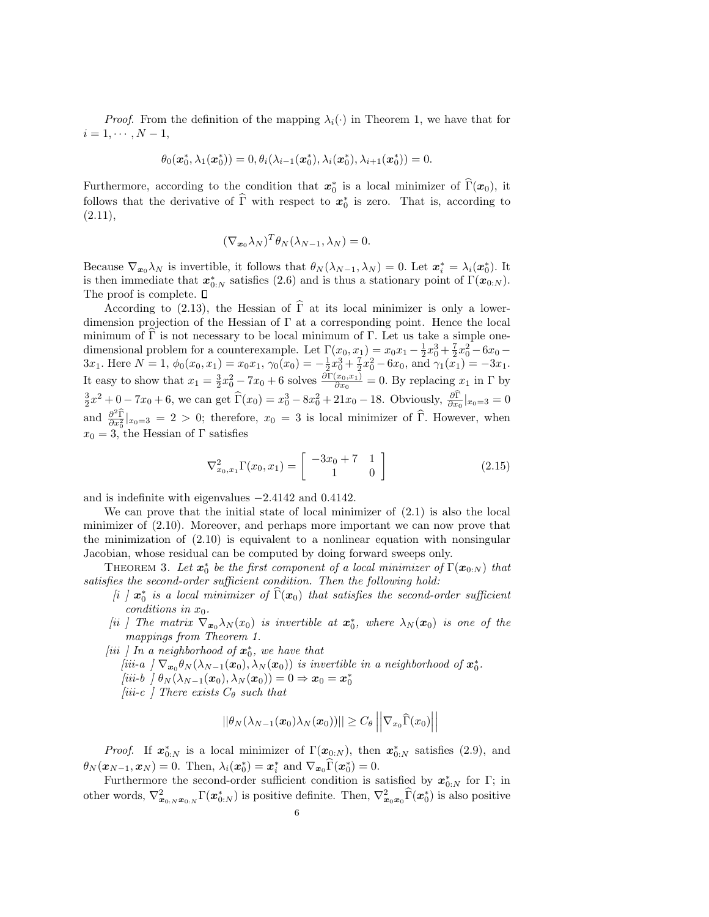*Proof.* From the definition of the mapping $\lambda_i(\cdot)$ in Theorem 1, we have that for $i = 1, \cdots, N-1$,

$$\theta_0(\boldsymbol{x}_0^*, \lambda_1(\boldsymbol{x}_0^*)) = 0, \theta_i(\lambda_{i-1}(\boldsymbol{x}_0^*), \lambda_i(\boldsymbol{x}_0^*), \lambda_{i+1}(\boldsymbol{x}_0^*)) = 0.$$

Furthermore, according to the condition that $\boldsymbol{x}_0^*$ is a local minimizer of $\widehat{\Gamma}(\boldsymbol{x}_0)$, it follows that the derivative of $\widehat{\Gamma}$ with respect to $\boldsymbol{x}_0^*$ is zero. That is, according to (2.11),

$$(\nabla_{\boldsymbol{x}_0}\lambda_N)^T \theta_N(\lambda_{N-1}, \lambda_N) = 0.$$

Because $\nabla_{\boldsymbol{x}_0}\lambda_N$ is invertible, it follows that $\theta_N(\lambda_{N-1}, \lambda_N) = 0$. Let $\boldsymbol{x}_i^* = \lambda_i(\boldsymbol{x}_0^*)$. It is then immediate that $\boldsymbol{x}_{0:N}^*$ satisfies (2.6) and is thus a stationary point of $\Gamma(\boldsymbol{x}_{0:N})$. The proof is complete. $\square$

According to (2.13), the Hessian of $\widehat{\Gamma}$ at its local minimizer is only a lower-dimension projection of the Hessian of $\Gamma$ at a corresponding point. Hence the local minimum of $\widehat{\Gamma}$ is not necessary to be local minimum of $\Gamma$. Let us take a simple one-dimensional problem for a counterexample. Let $\Gamma(x_0, x_1) = x_0x_1 - \frac{1}{2}x_0^3 + \frac{7}{2}x_0^2 - 6x_0 - 3x_1$. Here $N = 1$, $\phi_0(x_0, x_1) = x_0x_1$, $\gamma_0(x_0) = -\frac{1}{2}x_0^3 + \frac{7}{2}x_0^2 - 6x_0$, and $\gamma_1(x_1) = -3x_1$. It easy to show that $x_1 = \frac{3}{2}x_0^2 - 7x_0 + 6$ solves $\frac{\partial \Gamma(x_0, x_1)}{\partial x_0} = 0$. By replacing $x_1$ in $\Gamma$ by $\frac{3}{2}x^2 + 0 - 7x_0 + 6$, we can get $\widehat{\Gamma}(x_0) = x_0^3 - 8x_0^2 + 21x_0 - 18$. Obviously, $\frac{\partial \widehat{\Gamma}}{\partial x_0}|_{x_0=3} = 0$ and $\frac{\partial^2 \widehat{\Gamma}}{\partial x_0^2}|_{x_0=3} = 2 > 0$; therefore, $x_0 = 3$ is local minimizer of $\widehat{\Gamma}$. However, when $x_0 = 3$, the Hessian of $\Gamma$ satisfies

$$\nabla^2_{x_0,x_1}\Gamma(x_0, x_1) = \begin{bmatrix} -3x_0 + 7 & 1 \\ 1 & 0 \end{bmatrix} \tag{2.15}$$

and is indefinite with eigenvalues $-2.4142$ and $0.4142$.

We can prove that the initial state of local minimizer of (2.1) is also the local minimizer of (2.10). Moreover, and perhaps more important we can now prove that the minimization of (2.10) is equivalent to a nonlinear equation with nonsingular Jacobian, whose residual can be computed by doing forward sweeps only.

THEOREM 3. *Let $\boldsymbol{x}_0^*$ be the first component of a local minimizer of $\Gamma(\boldsymbol{x}_{0:N})$ that satisfies the second-order sufficient condition. Then the following hold:*

- *[i ] $\boldsymbol{x}_0^*$ is a local minimizer of $\widehat{\Gamma}(\boldsymbol{x}_0)$ that satisfies the second-order sufficient conditions in $x_0$.*
- *[ii ] The matrix $\nabla_{\boldsymbol{x}_0}\lambda_N(x_0)$ is invertible at $\boldsymbol{x}_0^*$, where $\lambda_N(\boldsymbol{x}_0)$ is one of the mappings from Theorem 1.*
- *[iii ] In a neighborhood of $\boldsymbol{x}_0^*$, we have that*
  - *[iii-a ] $\nabla_{\boldsymbol{x}_0}\theta_N(\lambda_{N-1}(\boldsymbol{x}_0), \lambda_N(\boldsymbol{x}_0))$ is invertible in a neighborhood of $\boldsymbol{x}_0^*$.*
  - *[iii-b ] $\theta_N(\lambda_{N-1}(\boldsymbol{x}_0), \lambda_N(\boldsymbol{x}_0)) = 0 \Rightarrow \boldsymbol{x}_0 = \boldsymbol{x}_0^*$*
  - *[iii-c ] There exists $C_\theta$ such that*

$$||\theta_N(\lambda_{N-1}(\boldsymbol{x}_0)\lambda_N(\boldsymbol{x}_0))|| \geq C_\theta \left|\left|\nabla_{x_0}\widehat{\Gamma}(x_0)\right|\right|$$

*Proof.* If $\boldsymbol{x}_{0:N}^*$ is a local minimizer of $\Gamma(\boldsymbol{x}_{0:N})$, then $\boldsymbol{x}_{0:N}^*$ satisfies (2.9), and $\theta_N(\boldsymbol{x}_{N-1}, \boldsymbol{x}_N) = 0$. Then, $\lambda_i(\boldsymbol{x}_0^*) = \boldsymbol{x}_i^*$ and $\nabla_{\boldsymbol{x}_0}\widehat{\Gamma}(\boldsymbol{x}_0^*) = 0$.

Furthermore the second-order sufficient condition is satisfied by $\boldsymbol{x}_{0:N}^*$ for $\Gamma$; in other words, $\nabla^2_{\boldsymbol{x}_{0:N}\boldsymbol{x}_{0:N}}\Gamma(\boldsymbol{x}_{0:N}^*)$ is positive definite. Then, $\nabla^2_{\boldsymbol{x}_0\boldsymbol{x}_0}\widehat{\Gamma}(\boldsymbol{x}_0^*)$ is also positive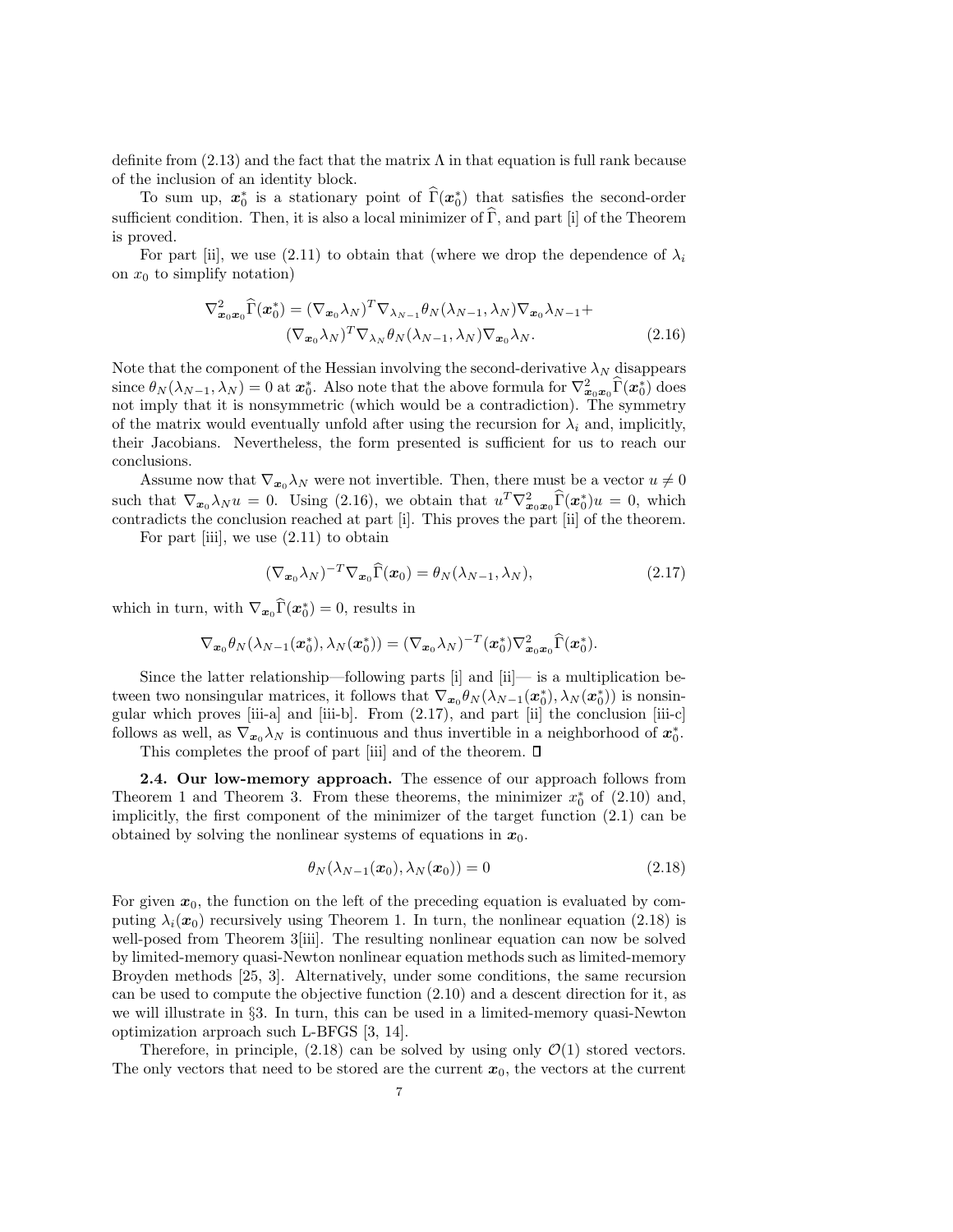definite from (2.13) and the fact that the matrix $\Lambda$ in that equation is full rank because of the inclusion of an identity block.

To sum up, $\boldsymbol{x}_0^*$ is a stationary point of $\widehat{\Gamma}(\boldsymbol{x}_0^*)$ that satisfies the second-order sufficient condition. Then, it is also a local minimizer of $\widehat{\Gamma}$, and part [i] of the Theorem is proved.

For part [ii], we use (2.11) to obtain that (where we drop the dependence of $\lambda_i$ on $x_0$ to simplify notation)

$$
\begin{aligned}
\nabla^2_{\boldsymbol{x}_0\boldsymbol{x}_0}\widehat{\Gamma}(\boldsymbol{x}_0^*) = (\nabla_{\boldsymbol{x}_0}\lambda_N)^T \nabla_{\lambda_{N-1}}\theta_N(\lambda_{N-1},\lambda_N)\nabla_{\boldsymbol{x}_0}\lambda_{N-1} + \\
(\nabla_{\boldsymbol{x}_0}\lambda_N)^T \nabla_{\lambda_N}\theta_N(\lambda_{N-1},\lambda_N)\nabla_{\boldsymbol{x}_0}\lambda_N.
\end{aligned}
\tag{2.16}
$$

Note that the component of the Hessian involving the second-derivative $\lambda_N$ disappears since $\theta_N(\lambda_{N-1},\lambda_N)=0$ at $\boldsymbol{x}_0^*$. Also note that the above formula for $\nabla^2_{\boldsymbol{x}_0\boldsymbol{x}_0}\widehat{\Gamma}(\boldsymbol{x}_0^*)$ does not imply that it is nonsymmetric (which would be a contradiction). The symmetry of the matrix would eventually unfold after using the recursion for $\lambda_i$ and, implicitly, their Jacobians. Nevertheless, the form presented is sufficient for us to reach our conclusions.

Assume now that $\nabla_{\boldsymbol{x}_0}\lambda_N$ were not invertible. Then, there must be a vector $u \neq 0$ such that $\nabla_{\boldsymbol{x}_0}\lambda_N u = 0$. Using (2.16), we obtain that $u^T \nabla^2_{\boldsymbol{x}_0\boldsymbol{x}_0}\widehat{\Gamma}(\boldsymbol{x}_0^*) u = 0$, which contradicts the conclusion reached at part [i]. This proves the part [ii] of the theorem.

For part [iii], we use (2.11) to obtain

$$
(\nabla_{\boldsymbol{x}_0}\lambda_N)^{-T}\nabla_{\boldsymbol{x}_0}\widehat{\Gamma}(\boldsymbol{x}_0) = \theta_N(\lambda_{N-1},\lambda_N),
\tag{2.17}
$$

which in turn, with $\nabla_{\boldsymbol{x}_0}\widehat{\Gamma}(\boldsymbol{x}_0^*)=0$, results in

$$
\nabla_{\boldsymbol{x}_0}\theta_N(\lambda_{N-1}(\boldsymbol{x}_0^*),\lambda_N(\boldsymbol{x}_0^*)) = (\nabla_{\boldsymbol{x}_0}\lambda_N)^{-T}(\boldsymbol{x}_0^*)\nabla^2_{\boldsymbol{x}_0\boldsymbol{x}_0}\widehat{\Gamma}(\boldsymbol{x}_0^*).
$$

Since the latter relationship—following parts [i] and [ii]— is a multiplication between two nonsingular matrices, it follows that $\nabla_{\boldsymbol{x}_0}\theta_N(\lambda_{N-1}(\boldsymbol{x}_0^*),\lambda_N(\boldsymbol{x}_0^*))$ is nonsingular which proves [iii-a] and [iii-b]. From (2.17), and part [ii] the conclusion [iii-c] follows as well, as $\nabla_{\boldsymbol{x}_0}\lambda_N$ is continuous and thus invertible in a neighborhood of $\boldsymbol{x}_0^*$.

This completes the proof of part [iii] and of the theorem. ◻

**2.4. Our low-memory approach.** The essence of our approach follows from Theorem 1 and Theorem 3. From these theorems, the minimizer $x_0^*$ of (2.10) and, implicitly, the first component of the minimizer of the target function (2.1) can be obtained by solving the nonlinear systems of equations in $\boldsymbol{x}_0$.

$$
\theta_N(\lambda_{N-1}(\boldsymbol{x}_0),\lambda_N(\boldsymbol{x}_0)) = 0
\tag{2.18}
$$

For given $\boldsymbol{x}_0$, the function on the left of the preceding equation is evaluated by computing $\lambda_i(\boldsymbol{x}_0)$ recursively using Theorem 1. In turn, the nonlinear equation (2.18) is well-posed from Theorem 3[iii]. The resulting nonlinear equation can now be solved by limited-memory quasi-Newton nonlinear equation methods such as limited-memory Broyden methods [25, 3]. Alternatively, under some conditions, the same recursion can be used to compute the objective function (2.10) and a descent direction for it, as we will illustrate in §3. In turn, this can be used in a limited-memory quasi-Newton optimization arproach such L-BFGS [3, 14].

Therefore, in principle, (2.18) can be solved by using only $\mathcal{O}(1)$ stored vectors. The only vectors that need to be stored are the current $\boldsymbol{x}_0$, the vectors at the current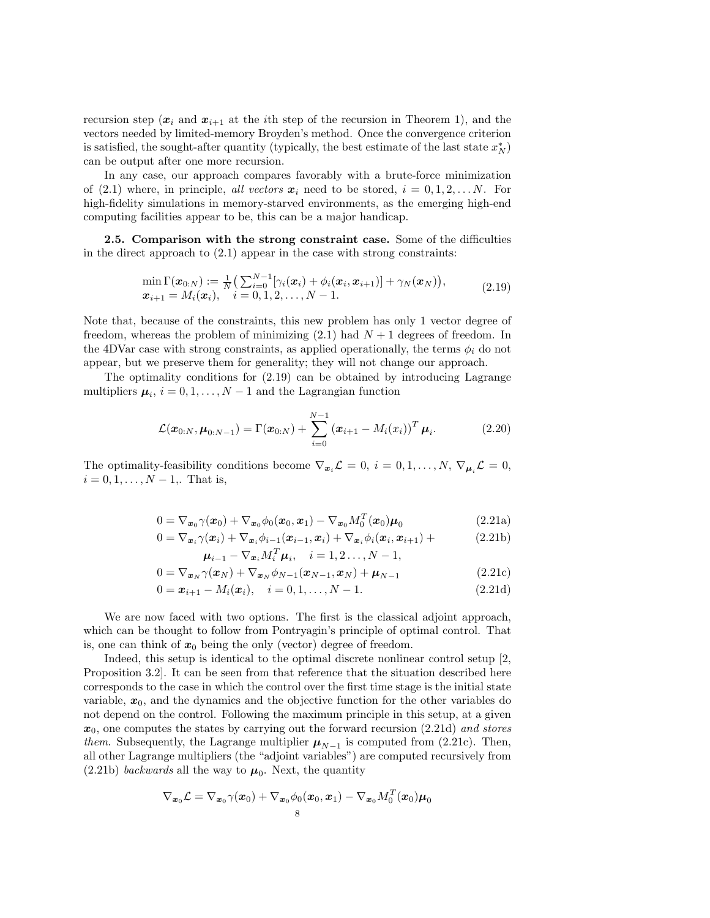recursion step ($\boldsymbol{x}_i$ and $\boldsymbol{x}_{i+1}$ at the $i$th step of the recursion in Theorem 1), and the vectors needed by limited-memory Broyden's method. Once the convergence criterion is satisfied, the sought-after quantity (typically, the best estimate of the last state $x_N^*$) can be output after one more recursion.

In any case, our approach compares favorably with a brute-force minimization of (2.1) where, in principle, *all vectors* $\boldsymbol{x}_i$ need to be stored, $i = 0, 1, 2, \ldots N$. For high-fidelity simulations in memory-starved environments, as the emerging high-end computing facilities appear to be, this can be a major handicap.

**2.5. Comparison with the strong constraint case.** Some of the difficulties in the direct approach to (2.1) appear in the case with strong constraints:

$$
\begin{aligned}
&\min \Gamma(\boldsymbol{x}_{0:N}) := \tfrac{1}{N}\left(\textstyle\sum_{i=0}^{N-1}[\gamma_i(\boldsymbol{x}_i) + \phi_i(\boldsymbol{x}_i, \boldsymbol{x}_{i+1})] + \gamma_N(\boldsymbol{x}_N)\right),\\
&\boldsymbol{x}_{i+1} = M_i(\boldsymbol{x}_i), \quad i = 0, 1, 2, \ldots, N-1.
\end{aligned}
\tag{2.19}
$$

Note that, because of the constraints, this new problem has only 1 vector degree of freedom, whereas the problem of minimizing (2.1) had $N+1$ degrees of freedom. In the 4DVar case with strong constraints, as applied operationally, the terms $\phi_i$ do not appear, but we preserve them for generality; they will not change our approach.

The optimality conditions for (2.19) can be obtained by introducing Lagrange multipliers $\boldsymbol{\mu}_i$, $i = 0, 1, \ldots, N-1$ and the Lagrangian function

$$
\mathcal{L}(\boldsymbol{x}_{0:N}, \boldsymbol{\mu}_{0:N-1}) = \Gamma(\boldsymbol{x}_{0:N}) + \sum_{i=0}^{N-1} \left(\boldsymbol{x}_{i+1} - M_i(x_i)\right)^T \boldsymbol{\mu}_i. \tag{2.20}
$$

The optimality-feasibility conditions become $\nabla_{\boldsymbol{x}_i}\mathcal{L} = 0$, $i = 0, 1, \ldots, N$, $\nabla_{\boldsymbol{\mu}_i}\mathcal{L} = 0$, $i = 0, 1, \ldots, N-1$,. That is,

$$
\begin{aligned}
0 &= \nabla_{\boldsymbol{x}_0}\gamma(\boldsymbol{x}_0) + \nabla_{\boldsymbol{x}_0}\phi_0(\boldsymbol{x}_0, \boldsymbol{x}_1) - \nabla_{\boldsymbol{x}_0}M_0^T(\boldsymbol{x}_0)\boldsymbol{\mu}_0 && \text{(2.21a)}\\
0 &= \nabla_{\boldsymbol{x}_i}\gamma(\boldsymbol{x}_i) + \nabla_{\boldsymbol{x}_i}\phi_{i-1}(\boldsymbol{x}_{i-1}, \boldsymbol{x}_i) + \nabla_{\boldsymbol{x}_i}\phi_i(\boldsymbol{x}_i, \boldsymbol{x}_{i+1}) + && \text{(2.21b)}\\
&\qquad \boldsymbol{\mu}_{i-1} - \nabla_{\boldsymbol{x}_i}M_i^T\boldsymbol{\mu}_i, \quad i = 1, 2\ldots, N-1,\\
0 &= \nabla_{\boldsymbol{x}_N}\gamma(\boldsymbol{x}_N) + \nabla_{\boldsymbol{x}_N}\phi_{N-1}(\boldsymbol{x}_{N-1}, \boldsymbol{x}_N) + \boldsymbol{\mu}_{N-1} && \text{(2.21c)}\\
0 &= \boldsymbol{x}_{i+1} - M_i(\boldsymbol{x}_i), \quad i = 0, 1, \ldots, N-1. && \text{(2.21d)}
\end{aligned}
$$

We are now faced with two options. The first is the classical adjoint approach, which can be thought to follow from Pontryagin's principle of optimal control. That is, one can think of $\boldsymbol{x}_0$ being the only (vector) degree of freedom.

Indeed, this setup is identical to the optimal discrete nonlinear control setup [2, Proposition 3.2]. It can be seen from that reference that the situation described here corresponds to the case in which the control over the first time stage is the initial state variable, $\boldsymbol{x}_0$, and the dynamics and the objective function for the other variables do not depend on the control. Following the maximum principle in this setup, at a given $\boldsymbol{x}_0$, one computes the states by carrying out the forward recursion (2.21d) *and stores them*. Subsequently, the Lagrange multiplier $\boldsymbol{\mu}_{N-1}$ is computed from (2.21c). Then, all other Lagrange multipliers (the "adjoint variables") are computed recursively from (2.21b) *backwards* all the way to $\boldsymbol{\mu}_0$. Next, the quantity

$$
\nabla_{\boldsymbol{x}_0}\mathcal{L} = \nabla_{\boldsymbol{x}_0}\gamma(\boldsymbol{x}_0) + \nabla_{\boldsymbol{x}_0}\phi_0(\boldsymbol{x}_0, \boldsymbol{x}_1) - \nabla_{\boldsymbol{x}_0}M_0^T(\boldsymbol{x}_0)\boldsymbol{\mu}_0
$$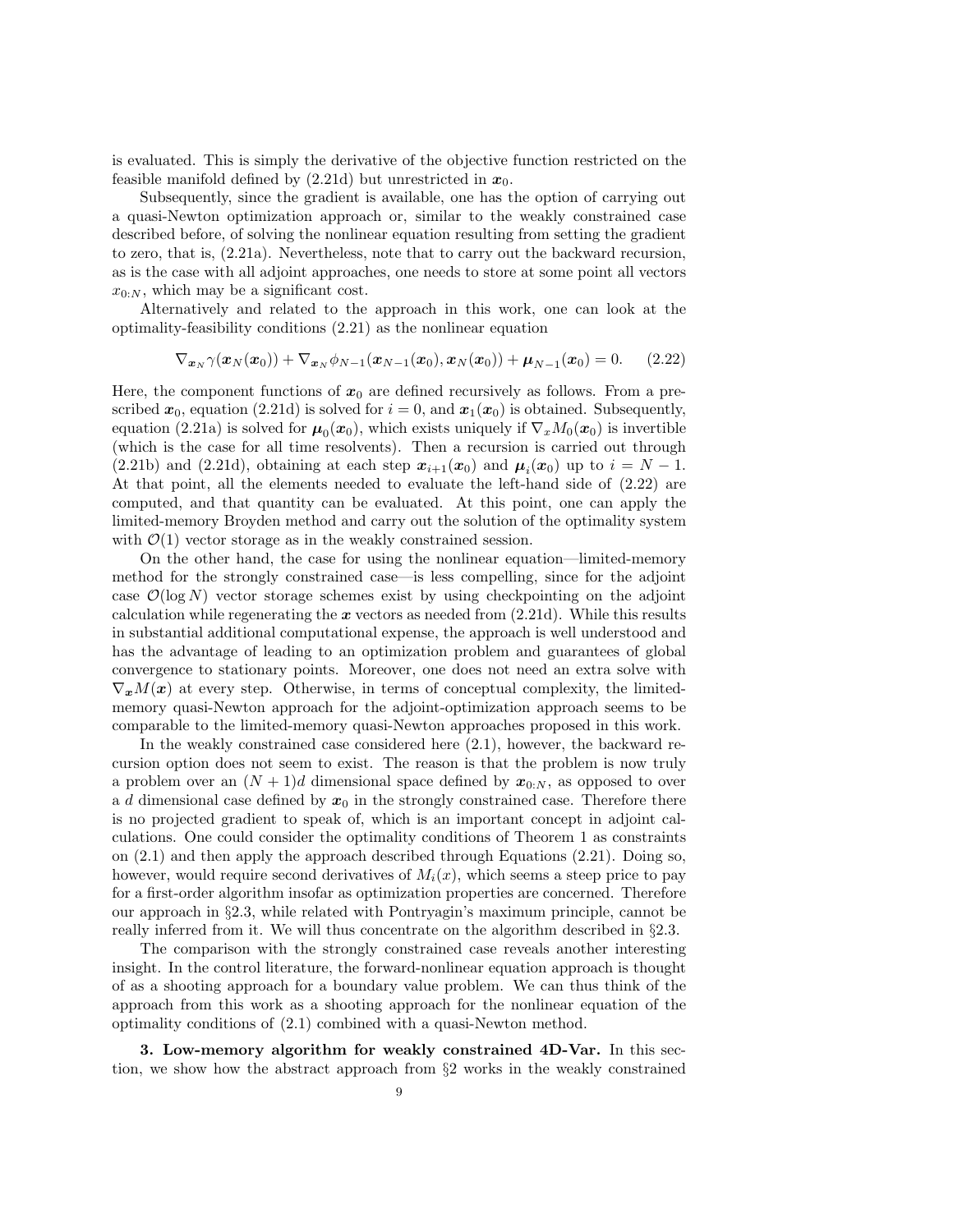is evaluated. This is simply the derivative of the objective function restricted on the feasible manifold defined by (2.21d) but unrestricted in $\boldsymbol{x}_0$.

Subsequently, since the gradient is available, one has the option of carrying out a quasi-Newton optimization approach or, similar to the weakly constrained case described before, of solving the nonlinear equation resulting from setting the gradient to zero, that is, (2.21a). Nevertheless, note that to carry out the backward recursion, as is the case with all adjoint approaches, one needs to store at some point all vectors $x_{0:N}$, which may be a significant cost.

Alternatively and related to the approach in this work, one can look at the optimality-feasibility conditions (2.21) as the nonlinear equation

$$\nabla_{\boldsymbol{x}_N} \gamma(\boldsymbol{x}_N(\boldsymbol{x}_0)) + \nabla_{\boldsymbol{x}_N} \phi_{N-1}(\boldsymbol{x}_{N-1}(\boldsymbol{x}_0), \boldsymbol{x}_N(\boldsymbol{x}_0)) + \boldsymbol{\mu}_{N-1}(\boldsymbol{x}_0) = 0. \qquad (2.22)$$

Here, the component functions of $\boldsymbol{x}_0$ are defined recursively as follows. From a prescribed $\boldsymbol{x}_0$, equation (2.21d) is solved for $i = 0$, and $\boldsymbol{x}_1(\boldsymbol{x}_0)$ is obtained. Subsequently, equation (2.21a) is solved for $\boldsymbol{\mu}_0(\boldsymbol{x}_0)$, which exists uniquely if $\nabla_x M_0(\boldsymbol{x}_0)$ is invertible (which is the case for all time resolvents). Then a recursion is carried out through (2.21b) and (2.21d), obtaining at each step $\boldsymbol{x}_{i+1}(\boldsymbol{x}_0)$ and $\boldsymbol{\mu}_i(\boldsymbol{x}_0)$ up to $i = N-1$. At that point, all the elements needed to evaluate the left-hand side of (2.22) are computed, and that quantity can be evaluated. At this point, one can apply the limited-memory Broyden method and carry out the solution of the optimality system with $\mathcal{O}(1)$ vector storage as in the weakly constrained session.

On the other hand, the case for using the nonlinear equation—limited-memory method for the strongly constrained case—is less compelling, since for the adjoint case $\mathcal{O}(\log N)$ vector storage schemes exist by using checkpointing on the adjoint calculation while regenerating the $\boldsymbol{x}$ vectors as needed from (2.21d). While this results in substantial additional computational expense, the approach is well understood and has the advantage of leading to an optimization problem and guarantees of global convergence to stationary points. Moreover, one does not need an extra solve with $\nabla_{\boldsymbol{x}} M(\boldsymbol{x})$ at every step. Otherwise, in terms of conceptual complexity, the limited-memory quasi-Newton approach for the adjoint-optimization approach seems to be comparable to the limited-memory quasi-Newton approaches proposed in this work.

In the weakly constrained case considered here (2.1), however, the backward recursion option does not seem to exist. The reason is that the problem is now truly a problem over an $(N+1)d$ dimensional space defined by $\boldsymbol{x}_{0:N}$, as opposed to over a $d$ dimensional case defined by $\boldsymbol{x}_0$ in the strongly constrained case. Therefore there is no projected gradient to speak of, which is an important concept in adjoint calculations. One could consider the optimality conditions of Theorem 1 as constraints on (2.1) and then apply the approach described through Equations (2.21). Doing so, however, would require second derivatives of $M_i(x)$, which seems a steep price to pay for a first-order algorithm insofar as optimization properties are concerned. Therefore our approach in §2.3, while related with Pontryagin's maximum principle, cannot be really inferred from it. We will thus concentrate on the algorithm described in §2.3.

The comparison with the strongly constrained case reveals another interesting insight. In the control literature, the forward-nonlinear equation approach is thought of as a shooting approach for a boundary value problem. We can thus think of the approach from this work as a shooting approach for the nonlinear equation of the optimality conditions of (2.1) combined with a quasi-Newton method.

**3. Low-memory algorithm for weakly constrained 4D-Var.** In this section, we show how the abstract approach from §2 works in the weakly constrained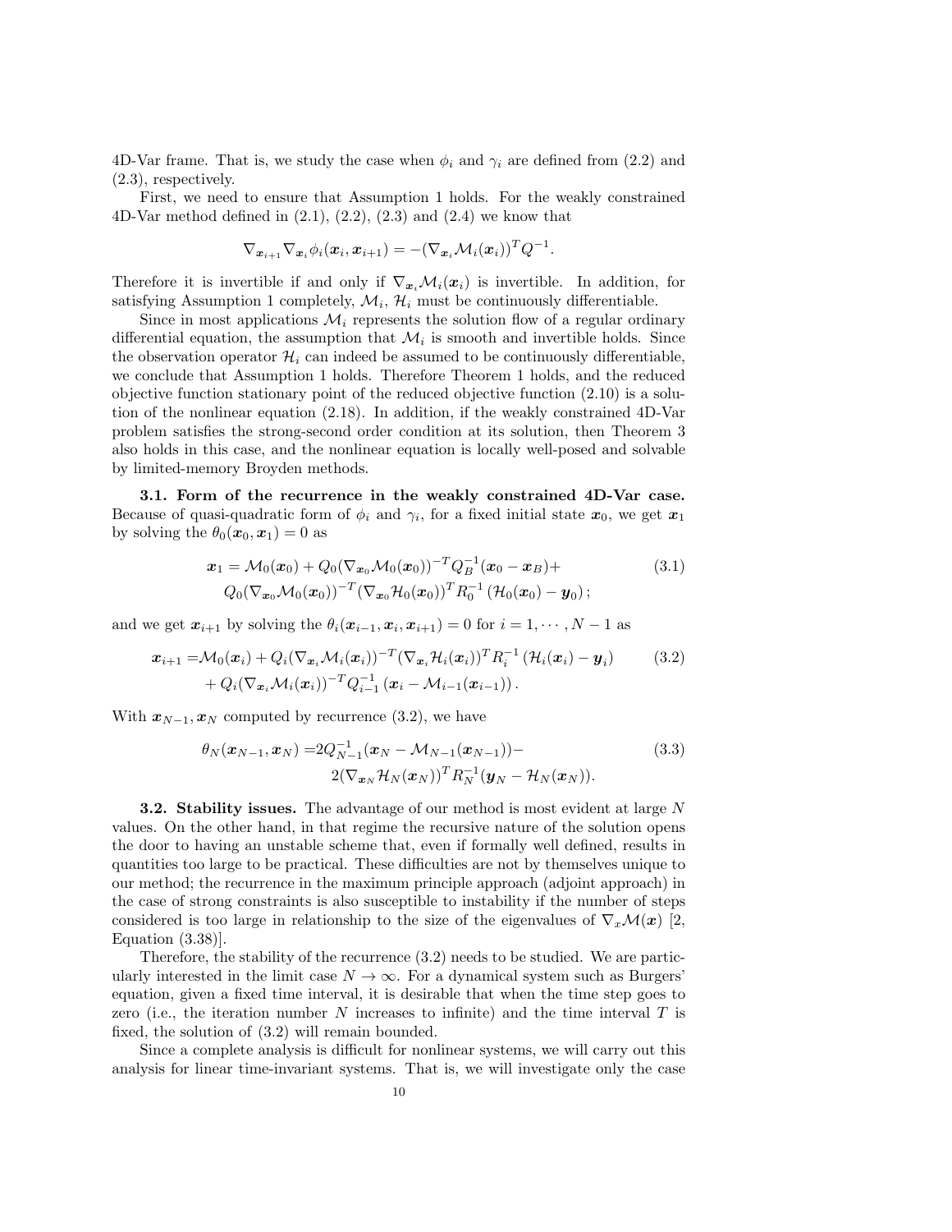4D-Var frame. That is, we study the case when $\phi_i$ and $\gamma_i$ are defined from (2.2) and (2.3), respectively.

First, we need to ensure that Assumption 1 holds. For the weakly constrained 4D-Var method defined in (2.1), (2.2), (2.3) and (2.4) we know that

$$\nabla_{\boldsymbol{x}_{i+1}} \nabla_{\boldsymbol{x}_i} \phi_i(\boldsymbol{x}_i, \boldsymbol{x}_{i+1}) = -(\nabla_{\boldsymbol{x}_i} \mathcal{M}_i(\boldsymbol{x}_i))^T Q^{-1}.$$

Therefore it is invertible if and only if $\nabla_{\boldsymbol{x}_i} \mathcal{M}_i(\boldsymbol{x}_i)$ is invertible. In addition, for satisfying Assumption 1 completely, $\mathcal{M}_i$, $\mathcal{H}_i$ must be continuously differentiable.

Since in most applications $\mathcal{M}_i$ represents the solution flow of a regular ordinary differential equation, the assumption that $\mathcal{M}_i$ is smooth and invertible holds. Since the observation operator $\mathcal{H}_i$ can indeed be assumed to be continuously differentiable, we conclude that Assumption 1 holds. Therefore Theorem 1 holds, and the reduced objective function stationary point of the reduced objective function (2.10) is a solution of the nonlinear equation (2.18). In addition, if the weakly constrained 4D-Var problem satisfies the strong-second order condition at its solution, then Theorem 3 also holds in this case, and the nonlinear equation is locally well-posed and solvable by limited-memory Broyden methods.

**3.1. Form of the recurrence in the weakly constrained 4D-Var case.** Because of quasi-quadratic form of $\phi_i$ and $\gamma_i$, for a fixed initial state $\boldsymbol{x}_0$, we get $\boldsymbol{x}_1$ by solving the $\theta_0(\boldsymbol{x}_0, \boldsymbol{x}_1) = 0$ as

$$\begin{aligned}
\boldsymbol{x}_1 = \mathcal{M}_0(\boldsymbol{x}_0) + Q_0(\nabla_{\boldsymbol{x}_0} \mathcal{M}_0(\boldsymbol{x}_0))^{-T} Q_B^{-1}(\boldsymbol{x}_0 - \boldsymbol{x}_B) + \\
Q_0(\nabla_{\boldsymbol{x}_0} \mathcal{M}_0(\boldsymbol{x}_0))^{-T} (\nabla_{\boldsymbol{x}_0} \mathcal{H}_0(\boldsymbol{x}_0))^T R_0^{-1} \left(\mathcal{H}_0(\boldsymbol{x}_0) - \boldsymbol{y}_0\right);
\end{aligned} \tag{3.1}$$

and we get $\boldsymbol{x}_{i+1}$ by solving the $\theta_i(\boldsymbol{x}_{i-1}, \boldsymbol{x}_i, \boldsymbol{x}_{i+1}) = 0$ for $i = 1, \cdots, N-1$ as

$$\begin{aligned}
\boldsymbol{x}_{i+1} =& \mathcal{M}_0(\boldsymbol{x}_i) + Q_i(\nabla_{\boldsymbol{x}_i} \mathcal{M}_i(\boldsymbol{x}_i))^{-T} (\nabla_{\boldsymbol{x}_i} \mathcal{H}_i(\boldsymbol{x}_i))^T R_i^{-1} \left(\mathcal{H}_i(\boldsymbol{x}_i) - \boldsymbol{y}_i\right) \\
&+ Q_i(\nabla_{\boldsymbol{x}_i} \mathcal{M}_i(\boldsymbol{x}_i))^{-T} Q_{i-1}^{-1} \left(\boldsymbol{x}_i - \mathcal{M}_{i-1}(\boldsymbol{x}_{i-1})\right).
\end{aligned} \tag{3.2}$$

With $\boldsymbol{x}_{N-1}, \boldsymbol{x}_N$ computed by recurrence (3.2), we have

$$\begin{aligned}
\theta_N(\boldsymbol{x}_{N-1}, \boldsymbol{x}_N) =& 2Q_{N-1}^{-1}(\boldsymbol{x}_N - \mathcal{M}_{N-1}(\boldsymbol{x}_{N-1})) - \\
& 2(\nabla_{\boldsymbol{x}_N} \mathcal{H}_N(\boldsymbol{x}_N))^T R_N^{-1}(\boldsymbol{y}_N - \mathcal{H}_N(\boldsymbol{x}_N)).
\end{aligned} \tag{3.3}$$

**3.2. Stability issues.** The advantage of our method is most evident at large $N$ values. On the other hand, in that regime the recursive nature of the solution opens the door to having an unstable scheme that, even if formally well defined, results in quantities too large to be practical. These difficulties are not by themselves unique to our method; the recurrence in the maximum principle approach (adjoint approach) in the case of strong constraints is also susceptible to instability if the number of steps considered is too large in relationship to the size of the eigenvalues of $\nabla_x \mathcal{M}(\boldsymbol{x})$ [2, Equation (3.38)].

Therefore, the stability of the recurrence (3.2) needs to be studied. We are particularly interested in the limit case $N \to \infty$. For a dynamical system such as Burgers' equation, given a fixed time interval, it is desirable that when the time step goes to zero (i.e., the iteration number $N$ increases to infinite) and the time interval $T$ is fixed, the solution of (3.2) will remain bounded.

Since a complete analysis is difficult for nonlinear systems, we will carry out this analysis for linear time-invariant systems. That is, we will investigate only the case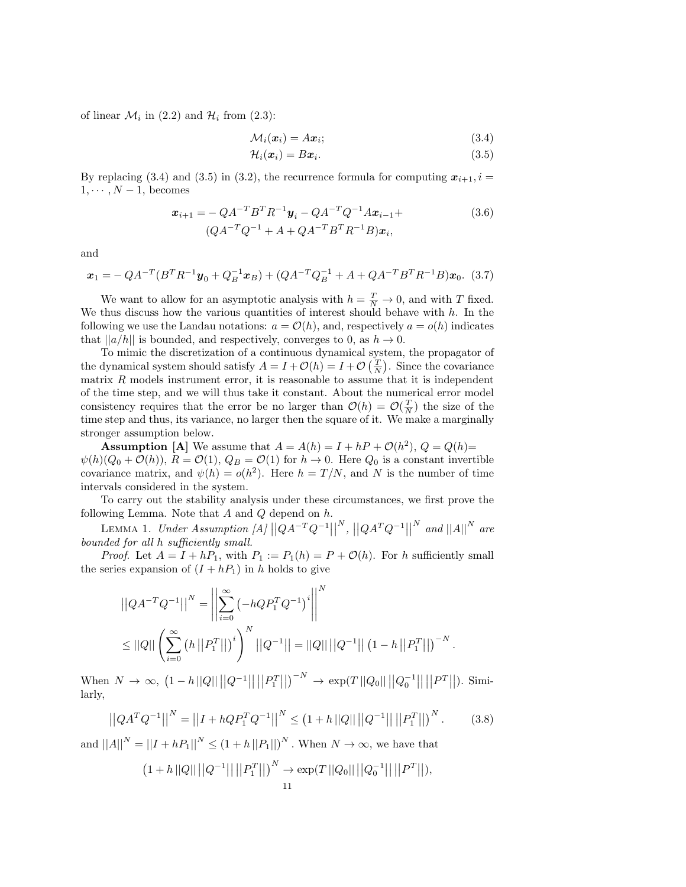of linear $\mathcal{M}_i$ in (2.2) and $\mathcal{H}_i$ from (2.3):

$$\mathcal{M}_i(\boldsymbol{x}_i) = A\boldsymbol{x}_i; \tag{3.4}$$

$$\mathcal{H}_i(\boldsymbol{x}_i) = B\boldsymbol{x}_i. \tag{3.5}$$

By replacing (3.4) and (3.5) in (3.2), the recurrence formula for computing $\boldsymbol{x}_{i+1}, i = 1, \cdots, N-1$, becomes

$$\begin{aligned}\boldsymbol{x}_{i+1} = &- QA^{-T}B^TR^{-1}\boldsymbol{y}_i - QA^{-T}Q^{-1}A\boldsymbol{x}_{i-1}+ \\ &(QA^{-T}Q^{-1} + A + QA^{-T}B^TR^{-1}B)\boldsymbol{x}_i,\end{aligned} \tag{3.6}$$

and

$$\boldsymbol{x}_1 = - QA^{-T}(B^TR^{-1}\boldsymbol{y}_0 + Q_B^{-1}\boldsymbol{x}_B) + (QA^{-T}Q_B^{-1} + A + QA^{-T}B^TR^{-1}B)\boldsymbol{x}_0. \tag{3.7}$$

We want to allow for an asymptotic analysis with $h = \frac{T}{N} \to 0$, and with $T$ fixed. We thus discuss how the various quantities of interest should behave with $h$. In the following we use the Landau notations: $a = \mathcal{O}(h)$, and, respectively $a = o(h)$ indicates that $||a/h||$ is bounded, and respectively, converges to 0, as $h \to 0$.

To mimic the discretization of a continuous dynamical system, the propagator of the dynamical system should satisfy $A = I + \mathcal{O}(h) = I + \mathcal{O}\left(\frac{T}{N}\right)$. Since the covariance matrix $R$ models instrument error, it is reasonable to assume that it is independent of the time step, and we will thus take it constant. About the numerical error model consistency requires that the error be no larger than $\mathcal{O}(h) = \mathcal{O}(\frac{T}{N})$ the size of the time step and thus, its variance, no larger then the square of it. We make a marginally stronger assumption below.

**Assumption [A]** We assume that $A = A(h) = I + hP + \mathcal{O}(h^2)$, $Q = Q(h) = \psi(h)(Q_0 + \mathcal{O}(h))$, $R = \mathcal{O}(1)$, $Q_B = \mathcal{O}(1)$ for $h \to 0$. Here $Q_0$ is a constant invertible covariance matrix, and $\psi(h) = o(h^2)$. Here $h = T/N$, and $N$ is the number of time intervals considered in the system.

To carry out the stability analysis under these circumstances, we first prove the following Lemma. Note that $A$ and $Q$ depend on $h$.

Lemma 1. *Under Assumption [A]* $\left|\left|QA^{-T}Q^{-1}\right|\right|^N$, $\left|\left|QA^TQ^{-1}\right|\right|^N$ *and* $||A||^N$ *are bounded for all h sufficiently small.*

*Proof.* Let $A = I + hP_1$, with $P_1 := P_1(h) = P + \mathcal{O}(h)$. For $h$ sufficiently small the series expansion of $(I + hP_1)$ in $h$ holds to give

$$\begin{aligned}\left|\left|QA^{-T}Q^{-1}\right|\right|^N &= \left|\left|\sum_{i=0}^{\infty}\left(-hQP_1^TQ^{-1}\right)^i\right|\right|^N \\ &\leq ||Q|| \left(\sum_{i=0}^{\infty}\left(h\left|\left|P_1^T\right|\right|\right)^i\right)^N \left|\left|Q^{-1}\right|\right| = ||Q|| \left|\left|Q^{-1}\right|\right| \left(1 - h\left|\left|P_1^T\right|\right|\right)^{-N}.\end{aligned}$$

When $N \to \infty$, $\left(1 - h\,||Q||\left|\left|Q^{-1}\right|\right|\left|\left|P_1^T\right|\right|\right)^{-N} \to \exp(T\,||Q_0||\left|\left|Q_0^{-1}\right|\right|\left|\left|P^T\right|\right|)$. Similarly,

$$\left|\left|QA^TQ^{-1}\right|\right|^N = \left|\left|I + hQP_1^TQ^{-1}\right|\right|^N \leq \left(1 + h\,||Q||\left|\left|Q^{-1}\right|\right|\left|\left|P_1^T\right|\right|\right)^N. \tag{3.8}$$

and $||A||^N = ||I + hP_1||^N \leq (1 + h\,||P_1||)^N$. When $N \to \infty$, we have that

$$\left(1 + h\,||Q||\left|\left|Q^{-1}\right|\right|\left|\left|P_1^T\right|\right|\right)^N \to \exp(T\,||Q_0||\left|\left|Q_0^{-1}\right|\right|\left|\left|P^T\right|\right|),$$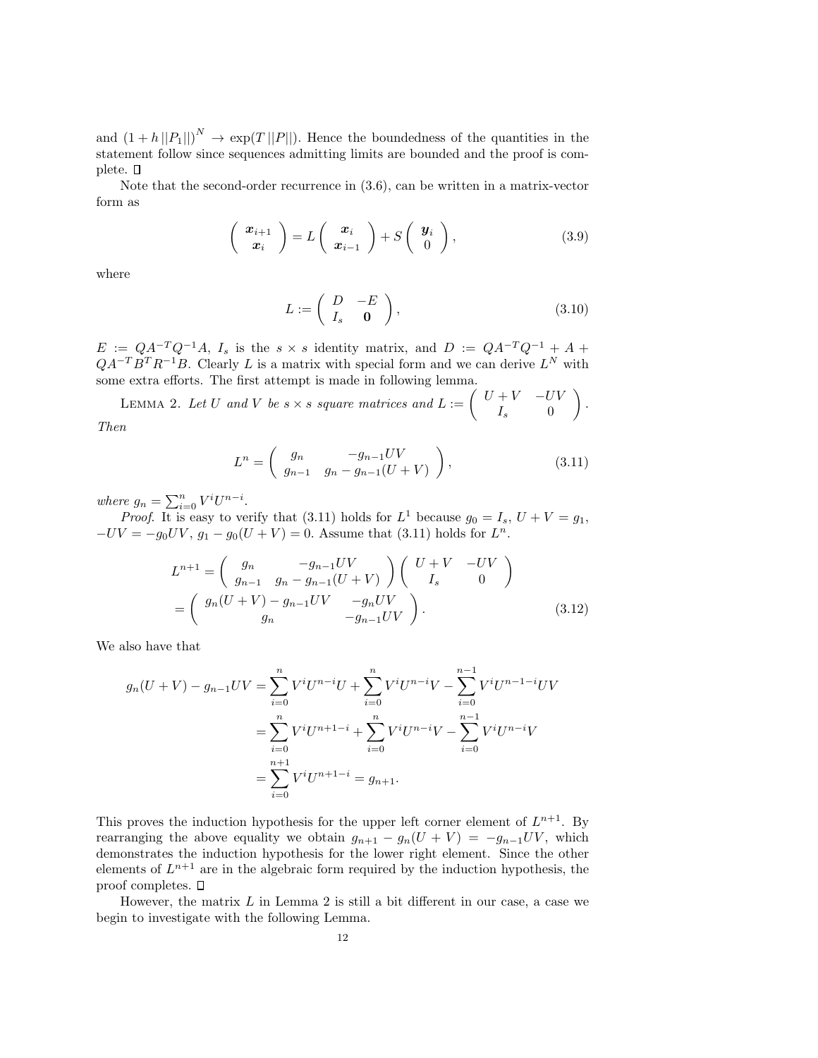and $(1+h\,||P_1||)^N \to \exp(T\,||P||)$. Hence the boundedness of the quantities in the statement follow since sequences admitting limits are bounded and the proof is complete. □

Note that the second-order recurrence in (3.6), can be written in a matrix-vector form as

$$\begin{pmatrix} \boldsymbol{x}_{i+1} \\ \boldsymbol{x}_i \end{pmatrix} = L \begin{pmatrix} \boldsymbol{x}_i \\ \boldsymbol{x}_{i-1} \end{pmatrix} + S \begin{pmatrix} \boldsymbol{y}_i \\ 0 \end{pmatrix}, \tag{3.9}$$

where

$$L := \begin{pmatrix} D & -E \\ I_s & \mathbf{0} \end{pmatrix}, \tag{3.10}$$

$E := QA^{-T}Q^{-1}A$, $I_s$ is the $s \times s$ identity matrix, and $D := QA^{-T}Q^{-1} + A + QA^{-T}B^TR^{-1}B$. Clearly $L$ is a matrix with special form and we can derive $L^N$ with some extra efforts. The first attempt is made in following lemma.

Lemma 2. *Let $U$ and $V$ be $s \times s$ square matrices and $L := \begin{pmatrix} U+V & -UV \\ I_s & 0 \end{pmatrix}$. Then*

$$L^n = \begin{pmatrix} g_n & -g_{n-1}UV \\ g_{n-1} & g_n - g_{n-1}(U+V) \end{pmatrix}, \tag{3.11}$$

*where $g_n = \sum_{i=0}^{n} V^i U^{n-i}$.*

*Proof.* It is easy to verify that (3.11) holds for $L^1$ because $g_0 = I_s$, $U+V = g_1$, $-UV = -g_0UV$, $g_1 - g_0(U+V) = 0$. Assume that (3.11) holds for $L^n$.

$$\begin{aligned} L^{n+1} &= \begin{pmatrix} g_n & -g_{n-1}UV \\ g_{n-1} & g_n - g_{n-1}(U+V) \end{pmatrix} \begin{pmatrix} U+V & -UV \\ I_s & 0 \end{pmatrix} \\ &= \begin{pmatrix} g_n(U+V) - g_{n-1}UV & -g_nUV \\ g_n & -g_{n-1}UV \end{pmatrix}. \end{aligned} \tag{3.12}$$

We also have that

$$\begin{aligned} g_n(U+V) - g_{n-1}UV &= \sum_{i=0}^{n} V^i U^{n-i} U + \sum_{i=0}^{n} V^i U^{n-i} V - \sum_{i=0}^{n-1} V^i U^{n-1-i} UV \\ &= \sum_{i=0}^{n} V^i U^{n+1-i} + \sum_{i=0}^{n} V^i U^{n-i} V - \sum_{i=0}^{n-1} V^i U^{n-i} V \\ &= \sum_{i=0}^{n+1} V^i U^{n+1-i} = g_{n+1}. \end{aligned}$$

This proves the induction hypothesis for the upper left corner element of $L^{n+1}$. By rearranging the above equality we obtain $g_{n+1} - g_n(U+V) = -g_{n-1}UV$, which demonstrates the induction hypothesis for the lower right element. Since the other elements of $L^{n+1}$ are in the algebraic form required by the induction hypothesis, the proof completes. □

However, the matrix $L$ in Lemma 2 is still a bit different in our case, a case we begin to investigate with the following Lemma.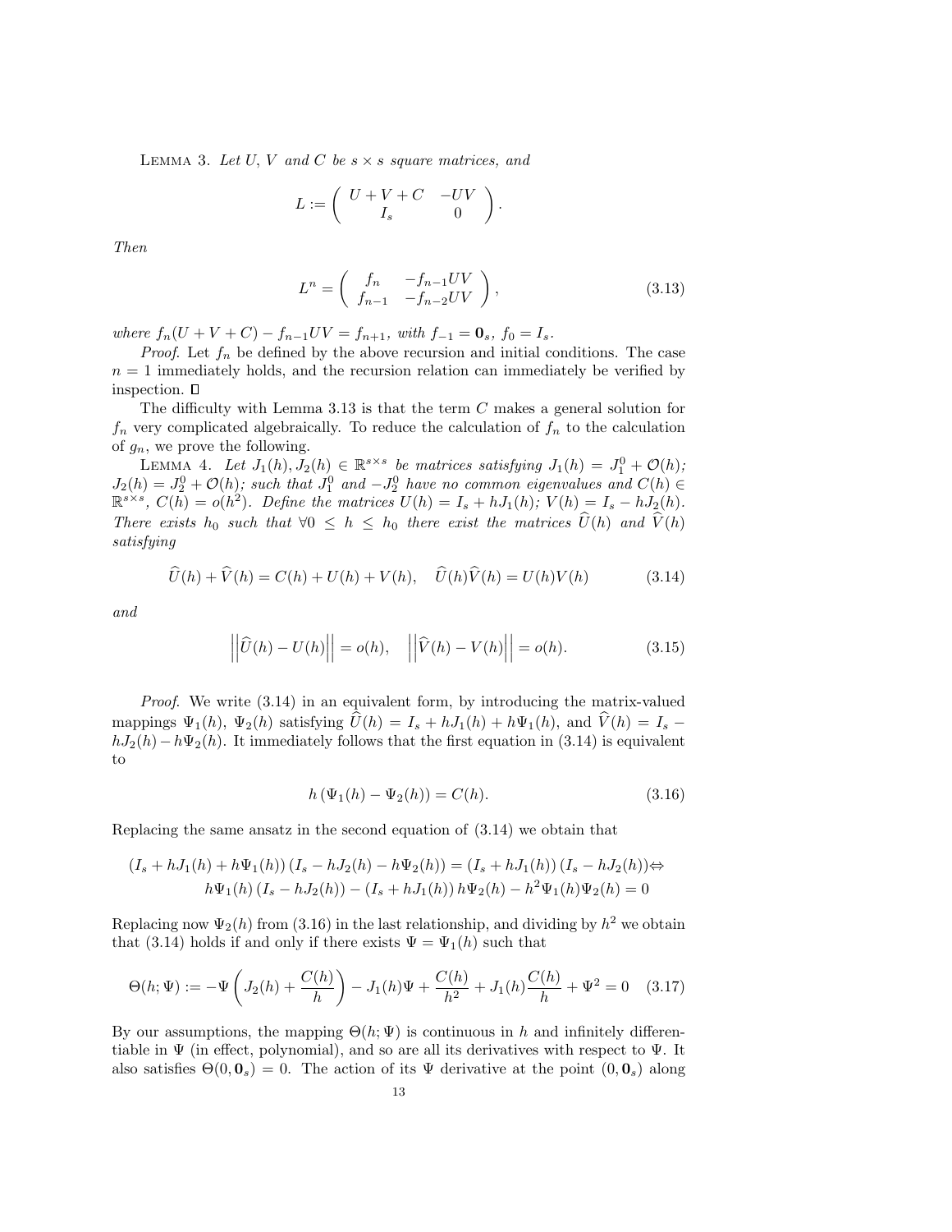Lemma 3. *Let $U$, $V$ and $C$ be $s\times s$ square matrices, and*

$$L := \begin{pmatrix} U+V+C & -UV \\ I_s & 0 \end{pmatrix}.$$

*Then*

$$L^n = \begin{pmatrix} f_n & -f_{n-1}UV \\ f_{n-1} & -f_{n-2}UV \end{pmatrix}, \tag{3.13}$$

*where $f_n(U+V+C) - f_{n-1}UV = f_{n+1}$, with $f_{-1} = \mathbf{0}_s$, $f_0 = I_s$.*

*Proof.* Let $f_n$ be defined by the above recursion and initial conditions. The case $n = 1$ immediately holds, and the recursion relation can immediately be verified by inspection. □

The difficulty with Lemma 3.13 is that the term $C$ makes a general solution for $f_n$ very complicated algebraically. To reduce the calculation of $f_n$ to the calculation of $g_n$, we prove the following.

Lemma 4. *Let $J_1(h), J_2(h) \in \mathbb{R}^{s\times s}$ be matrices satisfying $J_1(h) = J_1^0 + \mathcal{O}(h)$; $J_2(h) = J_2^0 + \mathcal{O}(h)$; such that $J_1^0$ and $-J_2^0$ have no common eigenvalues and $C(h) \in \mathbb{R}^{s\times s}$, $C(h) = o(h^2)$. Define the matrices $U(h) = I_s + hJ_1(h)$; $V(h) = I_s - hJ_2(h)$. There exists $h_0$ such that $\forall 0 \le h \le h_0$ there exist the matrices $\widehat{U}(h)$ and $\widehat{V}(h)$ satisfying*

$$\widehat{U}(h) + \widehat{V}(h) = C(h) + U(h) + V(h), \quad \widehat{U}(h)\widehat{V}(h) = U(h)V(h) \tag{3.14}$$

*and*

$$\left|\left|\widehat{U}(h) - U(h)\right|\right| = o(h), \quad \left|\left|\widehat{V}(h) - V(h)\right|\right| = o(h). \tag{3.15}$$

*Proof.* We write (3.14) in an equivalent form, by introducing the matrix-valued mappings $\Psi_1(h)$, $\Psi_2(h)$ satisfying $\widehat{U}(h) = I_s + hJ_1(h) + h\Psi_1(h)$, and $\widehat{V}(h) = I_s - hJ_2(h) - h\Psi_2(h)$. It immediately follows that the first equation in (3.14) is equivalent to

$$h\left(\Psi_1(h) - \Psi_2(h)\right) = C(h). \tag{3.16}$$

Replacing the same ansatz in the second equation of (3.14) we obtain that

$$\begin{gathered}(I_s + hJ_1(h) + h\Psi_1(h))\left(I_s - hJ_2(h) - h\Psi_2(h)\right) = (I_s + hJ_1(h))\left(I_s - hJ_2(h)\right) \Leftrightarrow \\ h\Psi_1(h)\left(I_s - hJ_2(h)\right) - \left(I_s + hJ_1(h)\right)h\Psi_2(h) - h^2\Psi_1(h)\Psi_2(h) = 0\end{gathered}$$

Replacing now $\Psi_2(h)$ from (3.16) in the last relationship, and dividing by $h^2$ we obtain that (3.14) holds if and only if there exists $\Psi = \Psi_1(h)$ such that

$$\Theta(h;\Psi) := -\Psi\left(J_2(h) + \frac{C(h)}{h}\right) - J_1(h)\Psi + \frac{C(h)}{h^2} + J_1(h)\frac{C(h)}{h} + \Psi^2 = 0 \tag{3.17}$$

By our assumptions, the mapping $\Theta(h;\Psi)$ is continuous in $h$ and infinitely differentiable in $\Psi$ (in effect, polynomial), and so are all its derivatives with respect to $\Psi$. It also satisfies $\Theta(0, \mathbf{0}_s) = 0$. The action of its $\Psi$ derivative at the point $(0, \mathbf{0}_s)$ along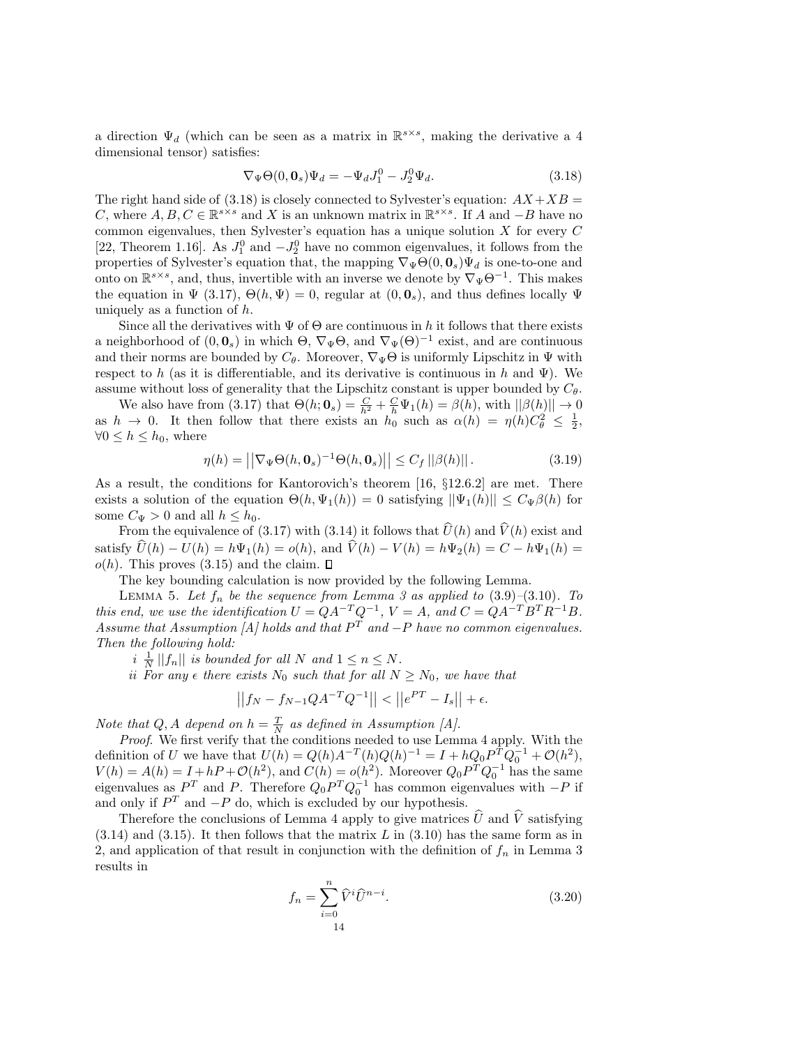a direction $\Psi_d$ (which can be seen as a matrix in $\mathbb{R}^{s\times s}$, making the derivative a 4 dimensional tensor) satisfies:

$$\nabla_\Psi \Theta(0, \mathbf{0}_s)\Psi_d = -\Psi_d J_1^0 - J_2^0 \Psi_d. \tag{3.18}$$

The right hand side of (3.18) is closely connected to Sylvester's equation: $AX + XB = C$, where $A, B, C \in \mathbb{R}^{s\times s}$ and $X$ is an unknown matrix in $\mathbb{R}^{s\times s}$. If $A$ and $-B$ have no common eigenvalues, then Sylvester's equation has a unique solution $X$ for every $C$ [22, Theorem 1.16]. As $J_1^0$ and $-J_2^0$ have no common eigenvalues, it follows from the properties of Sylvester's equation that, the mapping $\nabla_\Psi \Theta(0, \mathbf{0}_s)\Psi_d$ is one-to-one and onto on $\mathbb{R}^{s\times s}$, and, thus, invertible with an inverse we denote by $\nabla_\Psi \Theta^{-1}$. This makes the equation in $\Psi$ (3.17), $\Theta(h, \Psi) = 0$, regular at $(0, \mathbf{0}_s)$, and thus defines locally $\Psi$ uniquely as a function of $h$.

Since all the derivatives with $\Psi$ of $\Theta$ are continuous in $h$ it follows that there exists a neighborhood of $(0, \mathbf{0}_s)$ in which $\Theta$, $\nabla_\Psi \Theta$, and $\nabla_\Psi(\Theta)^{-1}$ exist, and are continuous and their norms are bounded by $C_\theta$. Moreover, $\nabla_\Psi \Theta$ is uniformly Lipschitz in $\Psi$ with respect to $h$ (as it is differentiable, and its derivative is continuous in $h$ and $\Psi$). We assume without loss of generality that the Lipschitz constant is upper bounded by $C_\theta$.

We also have from (3.17) that $\Theta(h; \mathbf{0}_s) = \frac{C}{h^2} + \frac{C}{h}\Psi_1(h) = \beta(h)$, with $||\beta(h)|| \to 0$ as $h \to 0$. It then follow that there exists an $h_0$ such as $\alpha(h) = \eta(h) C_\theta^2 \leq \frac{1}{2}$, $\forall 0 \leq h \leq h_0$, where

$$\eta(h) = \left|\left|\nabla_\Psi \Theta(h, \mathbf{0}_s)^{-1} \Theta(h, \mathbf{0}_s)\right|\right| \leq C_f \left|\left|\beta(h)\right|\right|. \tag{3.19}$$

As a result, the conditions for Kantorovich's theorem [16, §12.6.2] are met. There exists a solution of the equation $\Theta(h, \Psi_1(h)) = 0$ satisfying $||\Psi_1(h)|| \leq C_\Psi \beta(h)$ for some $C_\Psi > 0$ and all $h \leq h_0$.

From the equivalence of (3.17) with (3.14) it follows that $\widehat{U}(h)$ and $\widehat{V}(h)$ exist and satisfy $\widehat{U}(h) - U(h) = h\Psi_1(h) = o(h)$, and $\widehat{V}(h) - V(h) = h\Psi_2(h) = C - h\Psi_1(h) = o(h)$. This proves (3.15) and the claim. $\square$

The key bounding calculation is now provided by the following Lemma.

Lemma 5. *Let $f_n$ be the sequence from Lemma 3 as applied to (3.9)–(3.10). To this end, we use the identification $U = QA^{-T}Q^{-1}$, $V = A$, and $C = QA^{-T}B^TR^{-1}B$. Assume that Assumption [A] holds and that $P^T$ and $-P$ have no common eigenvalues. Then the following hold:*

*i* $\frac{1}{N}||f_n||$ *is bounded for all $N$ and $1 \leq n \leq N$.*

*ii For any $\epsilon$ there exists $N_0$ such that for all $N \geq N_0$, we have that*

$$\left|\left|f_N - f_{N-1}QA^{-T}Q^{-1}\right|\right| < \left|\left|e^{PT} - I_s\right|\right| + \epsilon.$$

*Note that $Q, A$ depend on $h = \frac{T}{N}$ as defined in Assumption [A].*

*Proof*. We first verify that the conditions needed to use Lemma 4 apply. With the definition of $U$ we have that $U(h) = Q(h)A^{-T}(h)Q(h)^{-1} = I + hQ_0P^TQ_0^{-1} + \mathcal{O}(h^2)$, $V(h) = A(h) = I + hP + \mathcal{O}(h^2)$, and $C(h) = o(h^2)$. Moreover $Q_0P^TQ_0^{-1}$ has the same eigenvalues as $P^T$ and $P$. Therefore $Q_0P^TQ_0^{-1}$ has common eigenvalues with $-P$ if and only if $P^T$ and $-P$ do, which is excluded by our hypothesis.

Therefore the conclusions of Lemma 4 apply to give matrices $\widehat{U}$ and $\widehat{V}$ satisfying (3.14) and (3.15). It then follows that the matrix $L$ in (3.10) has the same form as in 2, and application of that result in conjunction with the definition of $f_n$ in Lemma 3 results in

$$f_n = \sum_{i=0}^{n} \widehat{V}^i \widehat{U}^{n-i}. \tag{3.20}$$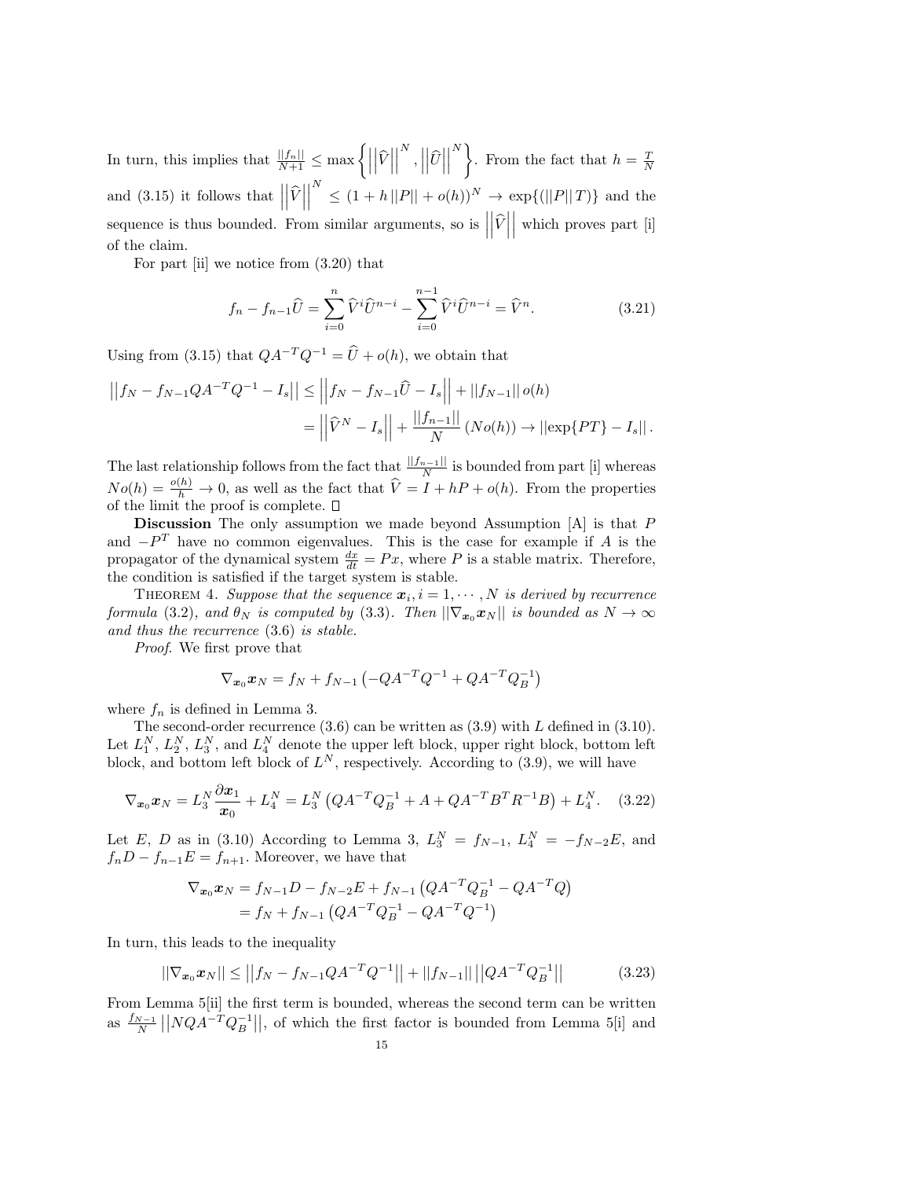In turn, this implies that $\frac{||f_n||}{N+1} \leq \max\left\{\left|\left|\widehat{V}\right|\right|^N, \left|\left|\widehat{U}\right|\right|^N\right\}$. From the fact that $h = \frac{T}{N}$ and (3.15) it follows that $\left|\left|\widehat{V}\right|\right|^N \leq (1 + h\,||P|| + o(h))^N \to \exp\{(||P||\,T)\}$ and the sequence is thus bounded. From similar arguments, so is $\left|\left|\widehat{V}\right|\right|$ which proves part [i] of the claim.

For part [ii] we notice from (3.20) that

$$f_n - f_{n-1}\widehat{U} = \sum_{i=0}^{n} \widehat{V}^i \widehat{U}^{n-i} - \sum_{i=0}^{n-1} \widehat{V}^i \widehat{U}^{n-i} = \widehat{V}^n. \tag{3.21}$$

Using from (3.15) that $QA^{-T}Q^{-1} = \widehat{U} + o(h)$, we obtain that

$$\begin{aligned}\left|\left|f_N - f_{N-1}QA^{-T}Q^{-1} - I_s\right|\right| &\leq \left|\left|f_N - f_{N-1}\widehat{U} - I_s\right|\right| + ||f_{N-1}||\, o(h) \\ &= \left|\left|\widehat{V}^N - I_s\right|\right| + \frac{||f_{n-1}||}{N}\,(No(h)) \to ||\exp\{PT\} - I_s||\,.\end{aligned}$$

The last relationship follows from the fact that $\frac{||f_{n-1}||}{N}$ is bounded from part [i] whereas $No(h) = \frac{o(h)}{h} \to 0$, as well as the fact that $\widehat{V} = I + hP + o(h)$. From the properties of the limit the proof is complete. □

**Discussion** The only assumption we made beyond Assumption [A] is that $P$ and $-P^T$ have no common eigenvalues. This is the case for example if $A$ is the propagator of the dynamical system $\frac{dx}{dt} = Px$, where $P$ is a stable matrix. Therefore, the condition is satisfied if the target system is stable.

THEOREM 4. *Suppose that the sequence $\boldsymbol{x}_i, i = 1, \cdots, N$ is derived by recurrence formula* (3.2)*, and $\theta_N$ is computed by* (3.3)*. Then $||\nabla_{\boldsymbol{x}_0}\boldsymbol{x}_N||$ is bounded as $N \to \infty$ and thus the recurrence* (3.6) *is stable.*

*Proof.* We first prove that

$$\nabla_{\boldsymbol{x}_0}\boldsymbol{x}_N = f_N + f_{N-1}\left(-QA^{-T}Q^{-1} + QA^{-T}Q_B^{-1}\right)$$

where $f_n$ is defined in Lemma 3.

The second-order recurrence (3.6) can be written as (3.9) with $L$ defined in (3.10). Let $L_1^N$, $L_2^N$, $L_3^N$, and $L_4^N$ denote the upper left block, upper right block, bottom left block, and bottom left block of $L^N$, respectively. According to (3.9), we will have

$$\nabla_{\boldsymbol{x}_0}\boldsymbol{x}_N = L_3^N \frac{\partial \boldsymbol{x}_1}{\boldsymbol{x}_0} + L_4^N = L_3^N\left(QA^{-T}Q_B^{-1} + A + QA^{-T}B^TR^{-1}B\right) + L_4^N. \tag{3.22}$$

Let $E$, $D$ as in (3.10) According to Lemma 3, $L_3^N = f_{N-1}$, $L_4^N = -f_{N-2}E$, and $f_nD - f_{n-1}E = f_{n+1}$. Moreover, we have that

$$\begin{aligned}\nabla_{\boldsymbol{x}_0}\boldsymbol{x}_N &= f_{N-1}D - f_{N-2}E + f_{N-1}\left(QA^{-T}Q_B^{-1} - QA^{-T}Q\right) \\ &= f_N + f_{N-1}\left(QA^{-T}Q_B^{-1} - QA^{-T}Q^{-1}\right)\end{aligned}$$

In turn, this leads to the inequality

$$||\nabla_{\boldsymbol{x}_0}\boldsymbol{x}_N|| \leq \left|\left|f_N - f_{N-1}QA^{-T}Q^{-1}\right|\right| + ||f_{N-1}||\left|\left|QA^{-T}Q_B^{-1}\right|\right| \tag{3.23}$$

From Lemma 5[ii] the first term is bounded, whereas the second term can be written as $\frac{f_{N-1}}{N}\left|\left|NQA^{-T}Q_B^{-1}\right|\right|$, of which the first factor is bounded from Lemma 5[i] and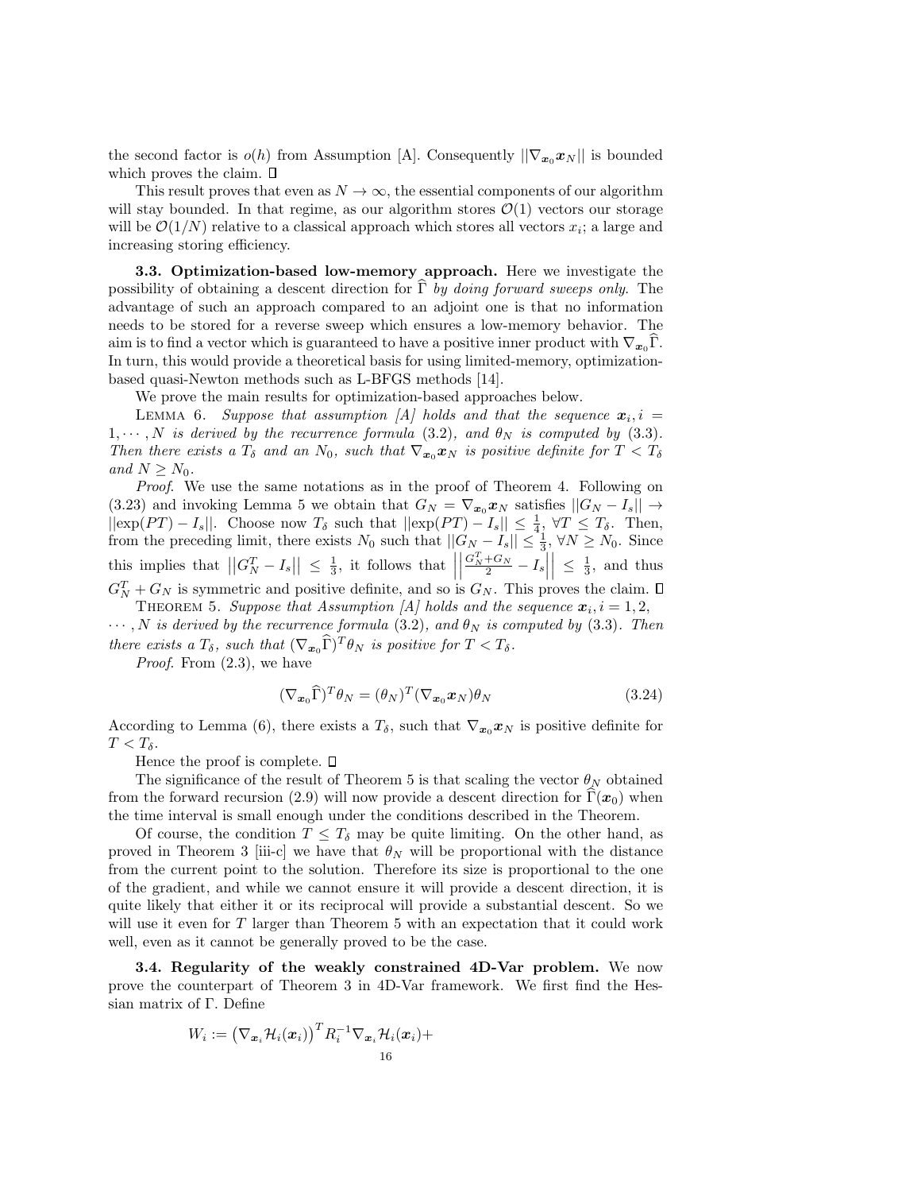the second factor is $o(h)$ from Assumption [A]. Consequently $||\nabla_{\boldsymbol{x}_0}\boldsymbol{x}_N||$ is bounded which proves the claim. □

This result proves that even as $N \to \infty$, the essential components of our algorithm will stay bounded. In that regime, as our algorithm stores $\mathcal{O}(1)$ vectors our storage will be $\mathcal{O}(1/N)$ relative to a classical approach which stores all vectors $x_i$; a large and increasing storing efficiency.

**3.3. Optimization-based low-memory approach.** Here we investigate the possibility of obtaining a descent direction for $\widehat{\Gamma}$ *by doing forward sweeps only*. The advantage of such an approach compared to an adjoint one is that no information needs to be stored for a reverse sweep which ensures a low-memory behavior. The aim is to find a vector which is guaranteed to have a positive inner product with $\nabla_{\boldsymbol{x}_0}\widehat{\Gamma}$. In turn, this would provide a theoretical basis for using limited-memory, optimization-based quasi-Newton methods such as L-BFGS methods [14].

We prove the main results for optimization-based approaches below.

LEMMA 6. *Suppose that assumption [A] holds and that the sequence $\boldsymbol{x}_i, i = 1, \cdots, N$ is derived by the recurrence formula (3.2), and $\theta_N$ is computed by (3.3). Then there exists a $T_\delta$ and an $N_0$, such that $\nabla_{\boldsymbol{x}_0}\boldsymbol{x}_N$ is positive definite for $T < T_\delta$ and $N \geq N_0$.*

*Proof.* We use the same notations as in the proof of Theorem 4. Following on (3.23) and invoking Lemma 5 we obtain that $G_N = \nabla_{\boldsymbol{x}_0}\boldsymbol{x}_N$ satisfies $||G_N - I_s|| \to ||\exp(PT) - I_s||$. Choose now $T_\delta$ such that $||\exp(PT) - I_s|| \leq \frac{1}{4}$, $\forall T \leq T_\delta$. Then, from the preceding limit, there exists $N_0$ such that $||G_N - I_s|| \leq \frac{1}{3}$, $\forall N \geq N_0$. Since this implies that $\left|\left|G_N^T - I_s\right|\right| \leq \frac{1}{3}$, it follows that $\left|\left|\frac{G_N^T + G_N}{2} - I_s\right|\right| \leq \frac{1}{3}$, and thus $G_N^T + G_N$ is symmetric and positive definite, and so is $G_N$. This proves the claim. □

THEOREM 5. *Suppose that Assumption [A] holds and the sequence $\boldsymbol{x}_i, i = 1, 2, \cdots, N$ is derived by the recurrence formula (3.2), and $\theta_N$ is computed by (3.3). Then there exists a $T_\delta$, such that $(\nabla_{\boldsymbol{x}_0}\widehat{\Gamma})^T\theta_N$ is positive for $T < T_\delta$.*

*Proof.* From (2.3), we have

$$(\nabla_{\boldsymbol{x}_0}\widehat{\Gamma})^T\theta_N = (\theta_N)^T(\nabla_{\boldsymbol{x}_0}\boldsymbol{x}_N)\theta_N \tag{3.24}$$

According to Lemma (6), there exists a $T_\delta$, such that $\nabla_{\boldsymbol{x}_0}\boldsymbol{x}_N$ is positive definite for $T < T_\delta$.

Hence the proof is complete. □

The significance of the result of Theorem 5 is that scaling the vector $\theta_N$ obtained from the forward recursion (2.9) will now provide a descent direction for $\widehat{\Gamma}(\boldsymbol{x}_0)$ when the time interval is small enough under the conditions described in the Theorem.

Of course, the condition $T \leq T_\delta$ may be quite limiting. On the other hand, as proved in Theorem 3 [iii-c] we have that $\theta_N$ will be proportional with the distance from the current point to the solution. Therefore its size is proportional to the one of the gradient, and while we cannot ensure it will provide a descent direction, it is quite likely that either it or its reciprocal will provide a substantial descent. So we will use it even for $T$ larger than Theorem 5 with an expectation that it could work well, even as it cannot be generally proved to be the case.

**3.4. Regularity of the weakly constrained 4D-Var problem.** We now prove the counterpart of Theorem 3 in 4D-Var framework. We first find the Hessian matrix of $\Gamma$. Define

$$W_i := \left(\nabla_{\boldsymbol{x}_i}\mathcal{H}_i(\boldsymbol{x}_i)\right)^T R_i^{-1}\nabla_{\boldsymbol{x}_i}\mathcal{H}_i(\boldsymbol{x}_i) +$$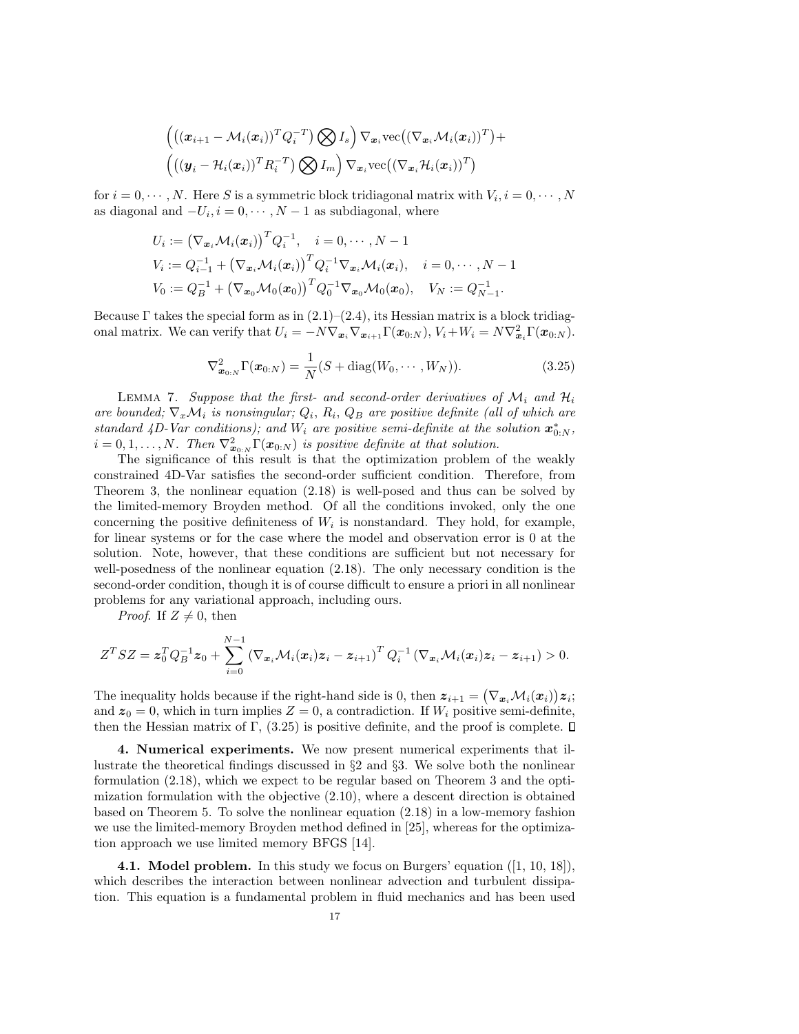$$\left(\left((\boldsymbol{x}_{i+1} - \mathcal{M}_i(\boldsymbol{x}_i))^T Q_i^{-T}\right) \bigotimes I_s\right) \nabla_{\boldsymbol{x}_i} \text{vec}\big((\nabla_{\boldsymbol{x}_i} \mathcal{M}_i(\boldsymbol{x}_i))^T\big) +$$
$$\left(\left((\boldsymbol{y}_i - \mathcal{H}_i(\boldsymbol{x}_i))^T R_i^{-T}\right) \bigotimes I_m\right) \nabla_{\boldsymbol{x}_i} \text{vec}\big((\nabla_{\boldsymbol{x}_i} \mathcal{H}_i(\boldsymbol{x}_i))^T\big)$$

for $i = 0, \cdots, N$. Here $S$ is a symmetric block tridiagonal matrix with $V_i, i = 0, \cdots, N$ as diagonal and $-U_i, i = 0, \cdots, N-1$ as subdiagonal, where

$$U_i := \left(\nabla_{\boldsymbol{x}_i} \mathcal{M}_i(\boldsymbol{x}_i)\right)^T Q_i^{-1}, \quad i = 0, \cdots, N-1$$
$$V_i := Q_{i-1}^{-1} + \left(\nabla_{\boldsymbol{x}_i} \mathcal{M}_i(\boldsymbol{x}_i)\right)^T Q_i^{-1} \nabla_{\boldsymbol{x}_i} \mathcal{M}_i(\boldsymbol{x}_i), \quad i = 0, \cdots, N-1$$
$$V_0 := Q_B^{-1} + \left(\nabla_{\boldsymbol{x}_0} \mathcal{M}_0(\boldsymbol{x}_0)\right)^T Q_0^{-1} \nabla_{\boldsymbol{x}_0} \mathcal{M}_0(\boldsymbol{x}_0), \quad V_N := Q_{N-1}^{-1}.$$

Because $\Gamma$ takes the special form as in (2.1)–(2.4), its Hessian matrix is a block tridiagonal matrix. We can verify that $U_i = -N \nabla_{\boldsymbol{x}_i} \nabla_{\boldsymbol{x}_{i+1}} \Gamma(\boldsymbol{x}_{0:N})$, $V_i + W_i = N \nabla^2_{\boldsymbol{x}_i} \Gamma(\boldsymbol{x}_{0:N})$.

$$\nabla^2_{\boldsymbol{x}_{0:N}} \Gamma(\boldsymbol{x}_{0:N}) = \frac{1}{N}(S + \text{diag}(W_0, \cdots, W_N)). \tag{3.25}$$

Lemma 7. *Suppose that the first- and second-order derivatives of $\mathcal{M}_i$ and $\mathcal{H}_i$ are bounded; $\nabla_x \mathcal{M}_i$ is nonsingular; $Q_i$, $R_i$, $Q_B$ are positive definite (all of which are standard 4D-Var conditions); and $W_i$ are positive semi-definite at the solution $\boldsymbol{x}^*_{0:N}$, $i = 0, 1, \ldots, N$. Then $\nabla^2_{\boldsymbol{x}_{0:N}} \Gamma(\boldsymbol{x}_{0:N})$ is positive definite at that solution.*

The significance of this result is that the optimization problem of the weakly constrained 4D-Var satisfies the second-order sufficient condition. Therefore, from Theorem 3, the nonlinear equation (2.18) is well-posed and thus can be solved by the limited-memory Broyden method. Of all the conditions invoked, only the one concerning the positive definiteness of $W_i$ is nonstandard. They hold, for example, for linear systems or for the case where the model and observation error is 0 at the solution. Note, however, that these conditions are sufficient but not necessary for well-posedness of the nonlinear equation (2.18). The only necessary condition is the second-order condition, though it is of course difficult to ensure a priori in all nonlinear problems for any variational approach, including ours.

*Proof.* If $Z \neq 0$, then

$$Z^T S Z = \boldsymbol{z}_0^T Q_B^{-1} \boldsymbol{z}_0 + \sum_{i=0}^{N-1} \left(\nabla_{\boldsymbol{x}_i} \mathcal{M}_i(\boldsymbol{x}_i) \boldsymbol{z}_i - \boldsymbol{z}_{i+1}\right)^T Q_i^{-1} \left(\nabla_{\boldsymbol{x}_i} \mathcal{M}_i(\boldsymbol{x}_i) \boldsymbol{z}_i - \boldsymbol{z}_{i+1}\right) > 0.$$

The inequality holds because if the right-hand side is 0, then $\boldsymbol{z}_{i+1} = \left(\nabla_{\boldsymbol{x}_i} \mathcal{M}_i(\boldsymbol{x}_i)\right) \boldsymbol{z}_i$; and $\boldsymbol{z}_0 = 0$, which in turn implies $Z = 0$, a contradiction. If $W_i$ positive semi-definite, then the Hessian matrix of $\Gamma$, (3.25) is positive definite, and the proof is complete. ∎

**4. Numerical experiments.** We now present numerical experiments that illustrate the theoretical findings discussed in §2 and §3. We solve both the nonlinear formulation (2.18), which we expect to be regular based on Theorem 3 and the optimization formulation with the objective (2.10), where a descent direction is obtained based on Theorem 5. To solve the nonlinear equation (2.18) in a low-memory fashion we use the limited-memory Broyden method defined in [25], whereas for the optimization approach we use limited memory BFGS [14].

**4.1. Model problem.** In this study we focus on Burgers' equation ([1, 10, 18]), which describes the interaction between nonlinear advection and turbulent dissipation. This equation is a fundamental problem in fluid mechanics and has been used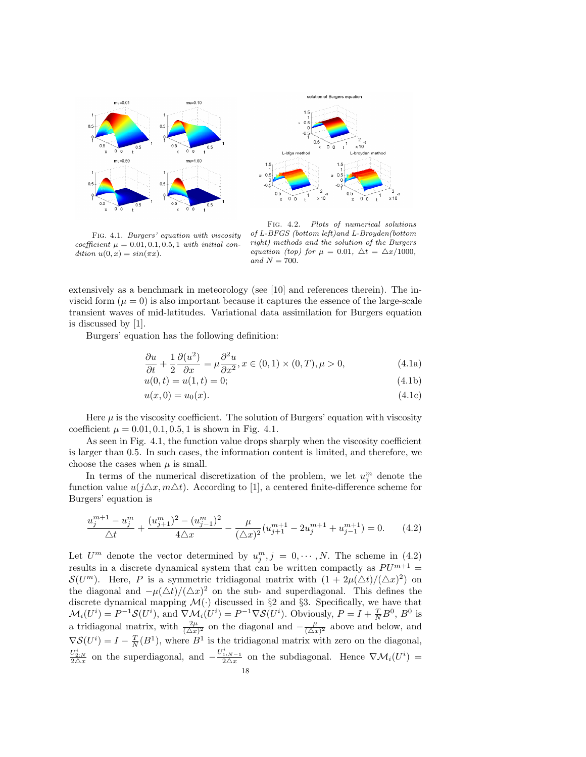FIG. 4.1. *Burgers' equation with viscosity coefficient $\mu = 0.01, 0.1, 0.5, 1$ with initial condition $u(0, x) = sin(\pi x)$.*

FIG. 4.2. *Plots of numerical solutions of L-BFGS (bottom left)and L-Broyden(bottom right) methods and the solution of the Burgers equation (top) for $\mu = 0.01$, $\triangle t = \triangle x/1000$, and $N = 700$.*

extensively as a benchmark in meteorology (see [10] and references therein). The inviscid form ($\mu = 0$) is also important because it captures the essence of the large-scale transient waves of mid-latitudes. Variational data assimilation for Burgers equation is discussed by [1].

Burgers' equation has the following definition:

$$\frac{\partial u}{\partial t} + \frac{1}{2}\frac{\partial (u^2)}{\partial x} = \mu \frac{\partial^2 u}{\partial x^2}, x \in (0,1) \times (0,T), \mu > 0, \tag{4.1a}$$

$$u(0,t) = u(1,t) = 0; \tag{4.1b}$$

$$u(x,0) = u_0(x). \tag{4.1c}$$

Here $\mu$ is the viscosity coefficient. The solution of Burgers' equation with viscosity coefficient $\mu = 0.01, 0.1, 0.5, 1$ is shown in Fig. 4.1.

As seen in Fig. 4.1, the function value drops sharply when the viscosity coefficient is larger than 0.5. In such cases, the information content is limited, and therefore, we choose the cases when $\mu$ is small.

In terms of the numerical discretization of the problem, we let $u_j^m$ denote the function value $u(j\triangle x, m\triangle t)$. According to [1], a centered finite-difference scheme for Burgers' equation is

$$\frac{u_j^{m+1} - u_j^m}{\triangle t} + \frac{(u_{j+1}^m)^2 - (u_{j-1}^m)^2}{4\triangle x} - \frac{\mu}{(\triangle x)^2}(u_{j+1}^{m+1} - 2u_j^{m+1} + u_{j-1}^{m+1}) = 0. \tag{4.2}$$

Let $U^m$ denote the vector determined by $u_j^m, j = 0, \cdots, N$. The scheme in (4.2) results in a discrete dynamical system that can be written compactly as $PU^{m+1} = \mathcal{S}(U^m)$. Here, $P$ is a symmetric tridiagonal matrix with $(1 + 2\mu(\triangle t)/(\triangle x)^2)$ on the diagonal and $-\mu(\triangle t)/(\triangle x)^2$ on the sub- and superdiagonal. This defines the discrete dynamical mapping $\mathcal{M}(\cdot)$ discussed in §2 and §3. Specifically, we have that $\mathcal{M}_i(U^i) = P^{-1}\mathcal{S}(U^i)$, and $\nabla \mathcal{M}_i(U^i) = P^{-1}\nabla \mathcal{S}(U^i)$. Obviously, $P = I + \frac{T}{N}B^0$, $B^0$ is a tridiagonal matrix, with $\frac{2\mu}{(\triangle x)^2}$ on the diagonal and $-\frac{\mu}{(\triangle x)^2}$ above and below, and $\nabla \mathcal{S}(U^i) = I - \frac{T}{N}(B^1)$, where $B^1$ is the tridiagonal matrix with zero on the diagonal, $\frac{U^i_{2:N}}{2\triangle x}$ on the superdiagonal, and $-\frac{U^i_{1:N-1}}{2\triangle x}$ on the subdiagonal. Hence $\nabla \mathcal{M}_i(U^i) =$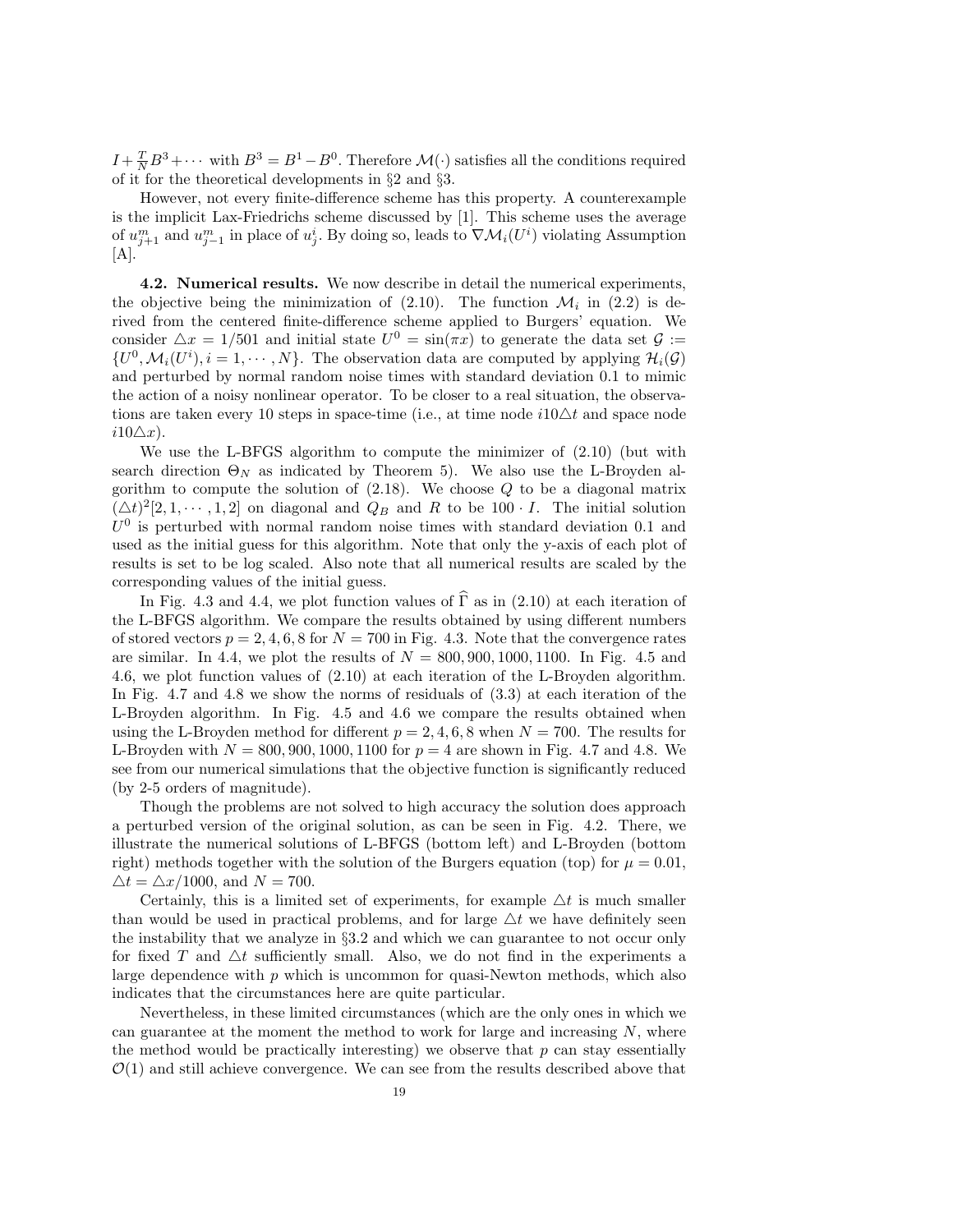$I + \frac{T}{N} B^3 + \cdots$ with $B^3 = B^1 - B^0$. Therefore $\mathcal{M}(\cdot)$ satisfies all the conditions required of it for the theoretical developments in §2 and §3.

However, not every finite-difference scheme has this property. A counterexample is the implicit Lax-Friedrichs scheme discussed by [1]. This scheme uses the average of $u_{j+1}^m$ and $u_{j-1}^m$ in place of $u_j^i$. By doing so, leads to $\nabla \mathcal{M}_i(U^i)$ violating Assumption [A].

**4.2. Numerical results.** We now describe in detail the numerical experiments, the objective being the minimization of (2.10). The function $\mathcal{M}_i$ in (2.2) is derived from the centered finite-difference scheme applied to Burgers' equation. We consider $\triangle x = 1/501$ and initial state $U^0 = \sin(\pi x)$ to generate the data set $\mathcal{G} := \{U^0, \mathcal{M}_i(U^i), i = 1, \cdots, N\}$. The observation data are computed by applying $\mathcal{H}_i(\mathcal{G})$ and perturbed by normal random noise times with standard deviation 0.1 to mimic the action of a noisy nonlinear operator. To be closer to a real situation, the observations are taken every 10 steps in space-time (i.e., at time node $i10\triangle t$ and space node $i10\triangle x$).

We use the L-BFGS algorithm to compute the minimizer of (2.10) (but with search direction $\Theta_N$ as indicated by Theorem 5). We also use the L-Broyden algorithm to compute the solution of (2.18). We choose $Q$ to be a diagonal matrix $(\triangle t)^2 [2, 1, \cdots, 1, 2]$ on diagonal and $Q_B$ and $R$ to be $100 \cdot I$. The initial solution $U^0$ is perturbed with normal random noise times with standard deviation 0.1 and used as the initial guess for this algorithm. Note that only the y-axis of each plot of results is set to be log scaled. Also note that all numerical results are scaled by the corresponding values of the initial guess.

In Fig. 4.3 and 4.4, we plot function values of $\widehat{\Gamma}$ as in (2.10) at each iteration of the L-BFGS algorithm. We compare the results obtained by using different numbers of stored vectors $p = 2, 4, 6, 8$ for $N = 700$ in Fig. 4.3. Note that the convergence rates are similar. In 4.4, we plot the results of $N = 800, 900, 1000, 1100$. In Fig. 4.5 and 4.6, we plot function values of (2.10) at each iteration of the L-Broyden algorithm. In Fig. 4.7 and 4.8 we show the norms of residuals of (3.3) at each iteration of the L-Broyden algorithm. In Fig. 4.5 and 4.6 we compare the results obtained when using the L-Broyden method for different $p = 2, 4, 6, 8$ when $N = 700$. The results for L-Broyden with $N = 800, 900, 1000, 1100$ for $p = 4$ are shown in Fig. 4.7 and 4.8. We see from our numerical simulations that the objective function is significantly reduced (by 2-5 orders of magnitude).

Though the problems are not solved to high accuracy the solution does approach a perturbed version of the original solution, as can be seen in Fig. 4.2. There, we illustrate the numerical solutions of L-BFGS (bottom left) and L-Broyden (bottom right) methods together with the solution of the Burgers equation (top) for $\mu = 0.01$, $\triangle t = \triangle x/1000$, and $N = 700$.

Certainly, this is a limited set of experiments, for example $\triangle t$ is much smaller than would be used in practical problems, and for large $\triangle t$ we have definitely seen the instability that we analyze in §3.2 and which we can guarantee to not occur only for fixed $T$ and $\triangle t$ sufficiently small. Also, we do not find in the experiments a large dependence with $p$ which is uncommon for quasi-Newton methods, which also indicates that the circumstances here are quite particular.

Nevertheless, in these limited circumstances (which are the only ones in which we can guarantee at the moment the method to work for large and increasing $N$, where the method would be practically interesting) we observe that $p$ can stay essentially $\mathcal{O}(1)$ and still achieve convergence. We can see from the results described above that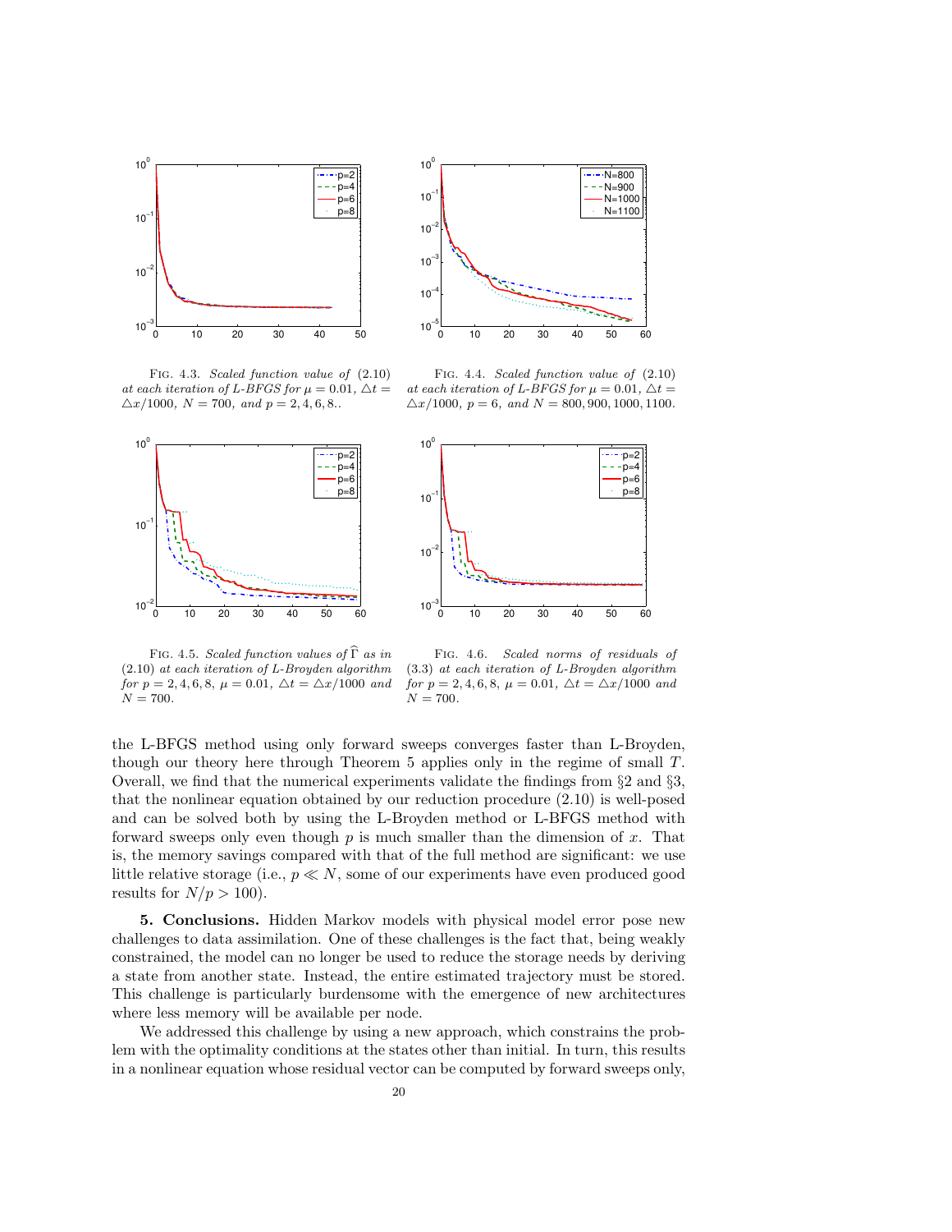FIG. 4.3. *Scaled function value of* (2.10) *at each iteration of L-BFGS for* $\mu = 0.01$, $\triangle t = \triangle x/1000$, $N = 700$, *and* $p = 2, 4, 6, 8$..

FIG. 4.4. *Scaled function value of* (2.10) *at each iteration of L-BFGS for* $\mu = 0.01$, $\triangle t = \triangle x/1000$, $p = 6$, *and* $N = 800, 900, 1000, 1100$.

FIG. 4.5. *Scaled function values of* $\widehat{\Gamma}$ *as in* (2.10) *at each iteration of L-Broyden algorithm for* $p = 2, 4, 6, 8$, $\mu = 0.01$, $\triangle t = \triangle x/1000$ *and* $N = 700$.

FIG. 4.6. *Scaled norms of residuals of* (3.3) *at each iteration of L-Broyden algorithm for* $p = 2, 4, 6, 8$, $\mu = 0.01$, $\triangle t = \triangle x/1000$ *and* $N = 700$.

the L-BFGS method using only forward sweeps converges faster than L-Broyden, though our theory here through Theorem 5 applies only in the regime of small $T$. Overall, we find that the numerical experiments validate the findings from §2 and §3, that the nonlinear equation obtained by our reduction procedure (2.10) is well-posed and can be solved both by using the L-Broyden method or L-BFGS method with forward sweeps only even though $p$ is much smaller than the dimension of $x$. That is, the memory savings compared with that of the full method are significant: we use little relative storage (i.e., $p \ll N$, some of our experiments have even produced good results for $N/p > 100$).

**5. Conclusions.** Hidden Markov models with physical model error pose new challenges to data assimilation. One of these challenges is the fact that, being weakly constrained, the model can no longer be used to reduce the storage needs by deriving a state from another state. Instead, the entire estimated trajectory must be stored. This challenge is particularly burdensome with the emergence of new architectures where less memory will be available per node.

We addressed this challenge by using a new approach, which constrains the problem with the optimality conditions at the states other than initial. In turn, this results in a nonlinear equation whose residual vector can be computed by forward sweeps only,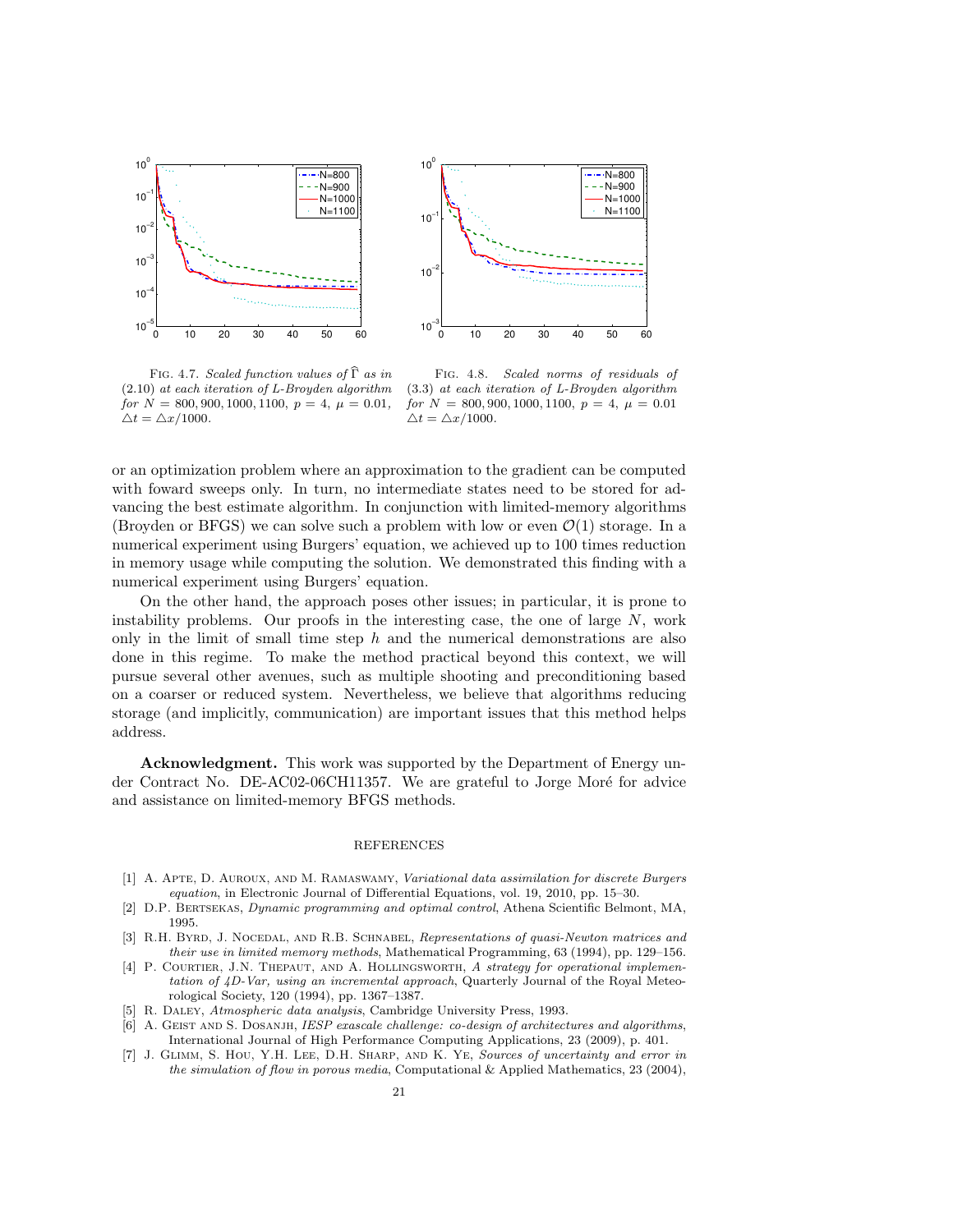Fig. 4.7. *Scaled function values of $\widehat{\Gamma}$ as in (2.10) at each iteration of L-Broyden algorithm for $N = 800, 900, 1000, 1100$, $p = 4$, $\mu = 0.01$, $\triangle t = \triangle x/1000$.*

Fig. 4.8. *Scaled norms of residuals of (3.3) at each iteration of L-Broyden algorithm for $N = 800, 900, 1000, 1100$, $p = 4$, $\mu = 0.01$ $\triangle t = \triangle x/1000$.*

or an optimization problem where an approximation to the gradient can be computed with foward sweeps only. In turn, no intermediate states need to be stored for advancing the best estimate algorithm. In conjunction with limited-memory algorithms (Broyden or BFGS) we can solve such a problem with low or even $\mathcal{O}(1)$ storage. In a numerical experiment using Burgers' equation, we achieved up to 100 times reduction in memory usage while computing the solution. We demonstrated this finding with a numerical experiment using Burgers' equation.

On the other hand, the approach poses other issues; in particular, it is prone to instability problems. Our proofs in the interesting case, the one of large $N$, work only in the limit of small time step $h$ and the numerical demonstrations are also done in this regime. To make the method practical beyond this context, we will pursue several other avenues, such as multiple shooting and preconditioning based on a coarser or reduced system. Nevertheless, we believe that algorithms reducing storage (and implicitly, communication) are important issues that this method helps address.

**Acknowledgment.** This work was supported by the Department of Energy under Contract No. DE-AC02-06CH11357. We are grateful to Jorge Moré for advice and assistance on limited-memory BFGS methods.

## REFERENCES

[1] A. Apte, D. Auroux, and M. Ramaswamy, *Variational data assimilation for discrete Burgers equation*, in Electronic Journal of Differential Equations, vol. 19, 2010, pp. 15–30.

[2] D.P. Bertsekas, *Dynamic programming and optimal control*, Athena Scientific Belmont, MA, 1995.

[3] R.H. Byrd, J. Nocedal, and R.B. Schnabel, *Representations of quasi-Newton matrices and their use in limited memory methods*, Mathematical Programming, 63 (1994), pp. 129–156.

[4] P. Courtier, J.N. Thepaut, and A. Hollingsworth, *A strategy for operational implementation of 4D-Var, using an incremental approach*, Quarterly Journal of the Royal Meteorological Society, 120 (1994), pp. 1367–1387.

[5] R. Daley, *Atmospheric data analysis*, Cambridge University Press, 1993.

[6] A. Geist and S. Dosanjh, *IESP exascale challenge: co-design of architectures and algorithms*, International Journal of High Performance Computing Applications, 23 (2009), p. 401.

[7] J. Glimm, S. Hou, Y.H. Lee, D.H. Sharp, and K. Ye, *Sources of uncertainty and error in the simulation of flow in porous media*, Computational & Applied Mathematics, 23 (2004),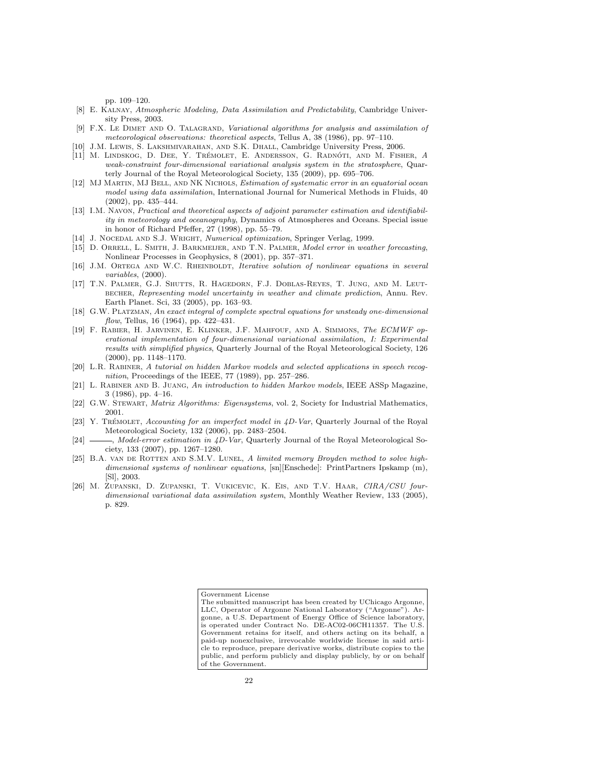pp. 109–120.

[8] E. Kalnay, *Atmospheric Modeling, Data Assimilation and Predictability*, Cambridge University Press, 2003.

[9] F.X. Le Dimet and O. Talagrand, *Variational algorithms for analysis and assimilation of meteorological observations: theoretical aspects*, Tellus A, 38 (1986), pp. 97–110.

[10] J.M. Lewis, S. Lakshmivarahan, and S.K. Dhall, Cambridge University Press, 2006.

[11] M. Lindskog, D. Dee, Y. Trémolet, E. Andersson, G. Radnóti, and M. Fisher, *A weak-constraint four-dimensional variational analysis system in the stratosphere*, Quarterly Journal of the Royal Meteorological Society, 135 (2009), pp. 695–706.

[12] MJ Martin, MJ Bell, and NK Nichols, *Estimation of systematic error in an equatorial ocean model using data assimilation*, International Journal for Numerical Methods in Fluids, 40 (2002), pp. 435–444.

[13] I.M. Navon, *Practical and theoretical aspects of adjoint parameter estimation and identifiability in meteorology and oceanography*, Dynamics of Atmospheres and Oceans. Special issue in honor of Richard Pfeffer, 27 (1998), pp. 55–79.

[14] J. Nocedal and S.J. Wright, *Numerical optimization*, Springer Verlag, 1999.

[15] D. Orrell, L. Smith, J. Barkmeijer, and T.N. Palmer, *Model error in weather forecasting*, Nonlinear Processes in Geophysics, 8 (2001), pp. 357–371.

[16] J.M. Ortega and W.C. Rheinboldt, *Iterative solution of nonlinear equations in several variables*, (2000).

[17] T.N. Palmer, G.J. Shutts, R. Hagedorn, F.J. Doblas-Reyes, T. Jung, and M. Leutbecher, *Representing model uncertainty in weather and climate prediction*, Annu. Rev. Earth Planet. Sci, 33 (2005), pp. 163–93.

[18] G.W. Platzman, *An exact integral of complete spectral equations for unsteady one-dimensional flow*, Tellus, 16 (1964), pp. 422–431.

[19] F. Rabier, H. Jarvinen, E. Klinker, J.F. Mahfouf, and A. Simmons, *The ECMWF operational implementation of four-dimensional variational assimilation, I: Experimental results with simplified physics*, Quarterly Journal of the Royal Meteorological Society, 126 (2000), pp. 1148–1170.

[20] L.R. Rabiner, *A tutorial on hidden Markov models and selected applications in speech recognition*, Proceedings of the IEEE, 77 (1989), pp. 257–286.

[21] L. Rabiner and B. Juang, *An introduction to hidden Markov models*, IEEE ASSp Magazine, 3 (1986), pp. 4–16.

[22] G.W. Stewart, *Matrix Algorithms: Eigensystems*, vol. 2, Society for Industrial Mathematics, 2001.

[23] Y. Trémolet, *Accounting for an imperfect model in 4D-Var*, Quarterly Journal of the Royal Meteorological Society, 132 (2006), pp. 2483–2504.

[24] ———, *Model-error estimation in 4D-Var*, Quarterly Journal of the Royal Meteorological Society, 133 (2007), pp. 1267–1280.

[25] B.A. van de Rotten and S.M.V. Lunel, *A limited memory Broyden method to solve high-dimensional systems of nonlinear equations*, [sn][Enschede]: PrintPartners Ipskamp (m), [Sl], 2003.

[26] M. Zupanski, D. Zupanski, T. Vukicevic, K. Eis, and T.V. Haar, *CIRA/CSU four-dimensional variational data assimilation system*, Monthly Weather Review, 133 (2005), p. 829.

Government License
The submitted manuscript has been created by UChicago Argonne, LLC, Operator of Argonne National Laboratory ("Argonne"). Argonne, a U.S. Department of Energy Office of Science laboratory, is operated under Contract No. DE-AC02-06CH11357. The U.S. Government retains for itself, and others acting on its behalf, a paid-up nonexclusive, irrevocable worldwide license in said article to reproduce, prepare derivative works, distribute copies to the public, and perform publicly and display publicly, by or on behalf of the Government.